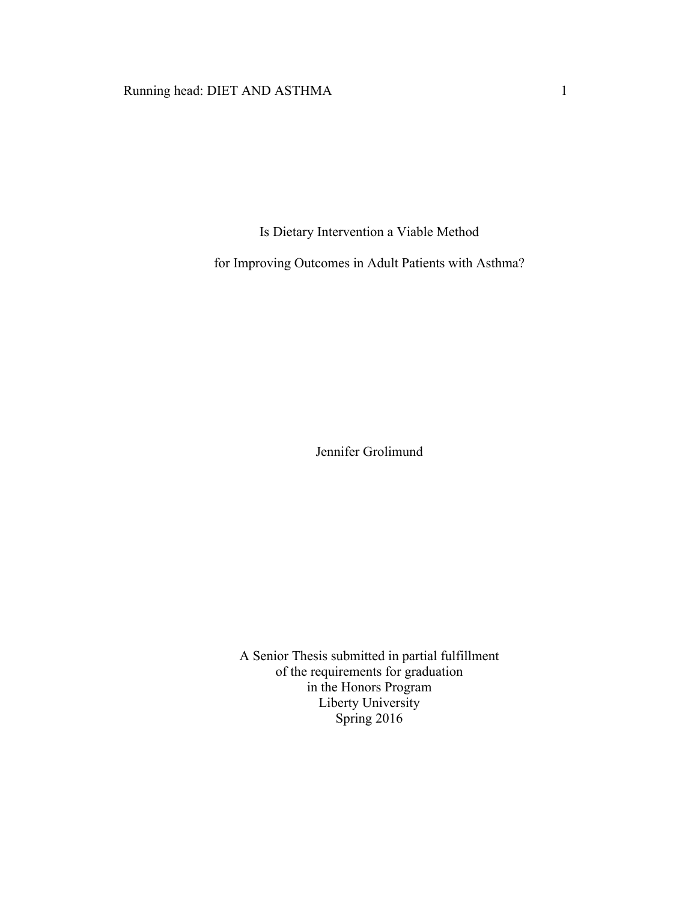# Is Dietary Intervention a Viable Method for Improving Outcomes in Adult Patients with Asthma?

Jennifer Grolimund

A Senior Thesis submitted in partial fulfillment
of the requirements for graduation
in the Honors Program
Liberty University
Spring 2016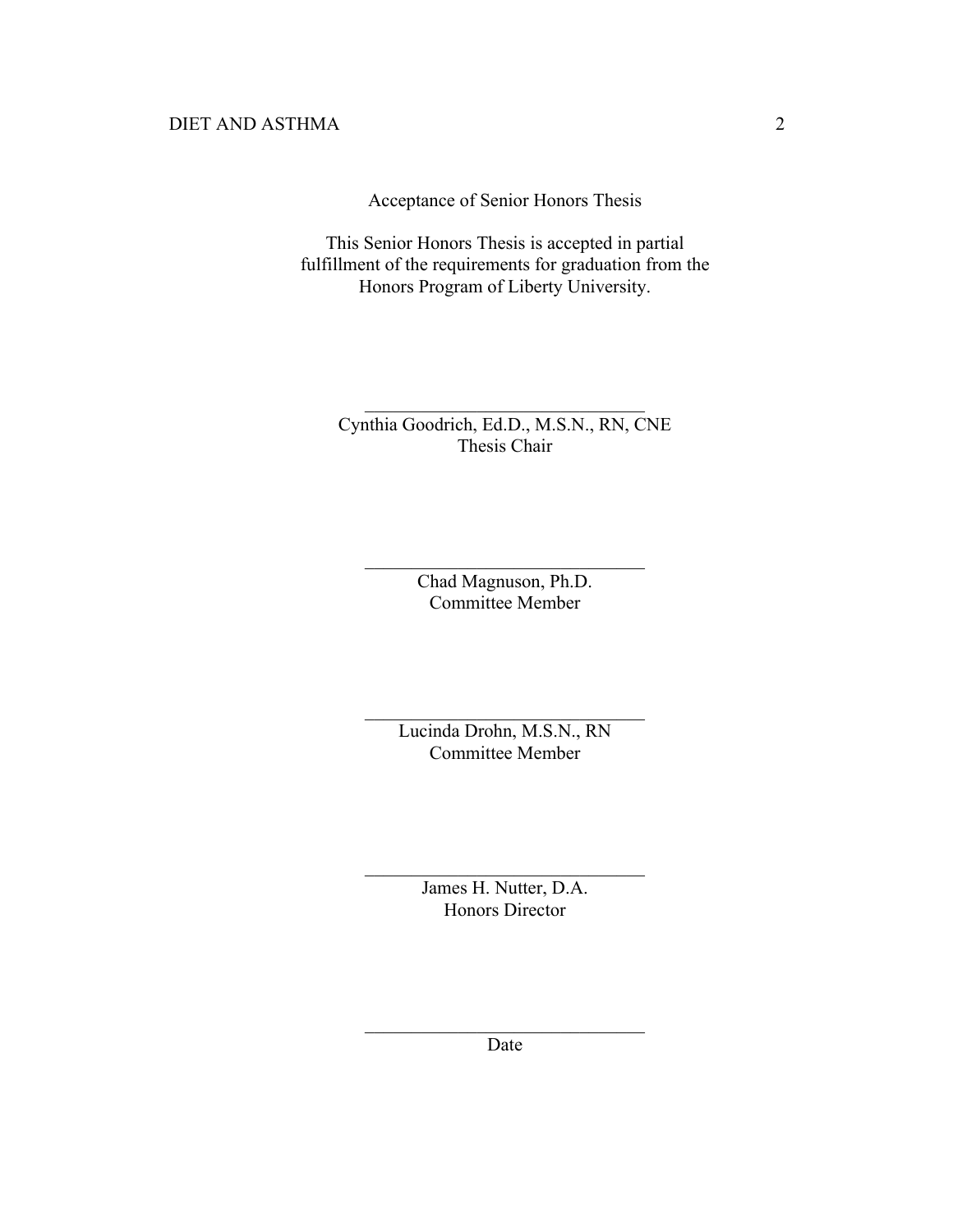Acceptance of Senior Honors Thesis

This Senior Honors Thesis is accepted in partial fulfillment of the requirements for graduation from the Honors Program of Liberty University.

______________________________
Cynthia Goodrich, Ed.D., M.S.N., RN, CNE
Thesis Chair

______________________________
Chad Magnuson, Ph.D.
Committee Member

______________________________
Lucinda Drohn, M.S.N., RN
Committee Member

______________________________
James H. Nutter, D.A.
Honors Director

______________________________
Date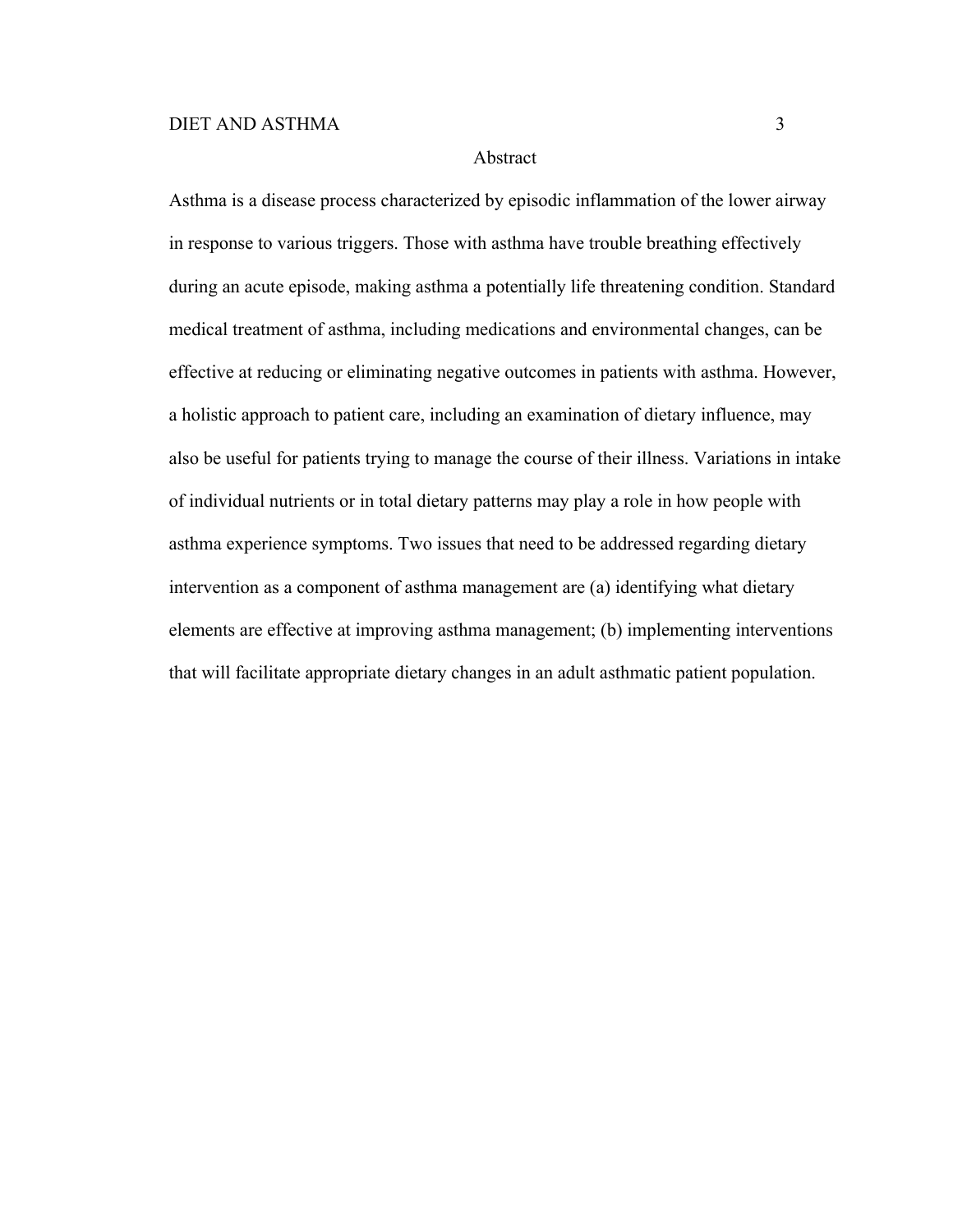# Abstract

Asthma is a disease process characterized by episodic inflammation of the lower airway in response to various triggers. Those with asthma have trouble breathing effectively during an acute episode, making asthma a potentially life threatening condition. Standard medical treatment of asthma, including medications and environmental changes, can be effective at reducing or eliminating negative outcomes in patients with asthma. However, a holistic approach to patient care, including an examination of dietary influence, may also be useful for patients trying to manage the course of their illness. Variations in intake of individual nutrients or in total dietary patterns may play a role in how people with asthma experience symptoms. Two issues that need to be addressed regarding dietary intervention as a component of asthma management are (a) identifying what dietary elements are effective at improving asthma management; (b) implementing interventions that will facilitate appropriate dietary changes in an adult asthmatic patient population.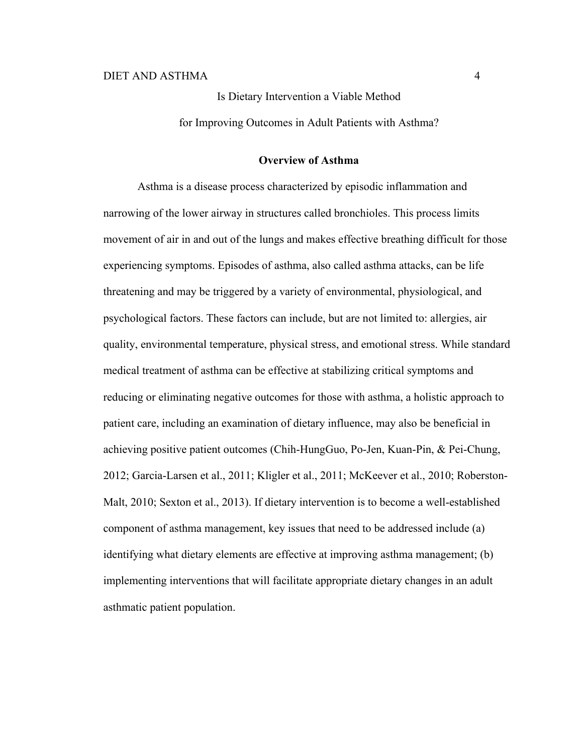# Is Dietary Intervention a Viable Method for Improving Outcomes in Adult Patients with Asthma?

## Overview of Asthma

Asthma is a disease process characterized by episodic inflammation and narrowing of the lower airway in structures called bronchioles. This process limits movement of air in and out of the lungs and makes effective breathing difficult for those experiencing symptoms. Episodes of asthma, also called asthma attacks, can be life threatening and may be triggered by a variety of environmental, physiological, and psychological factors. These factors can include, but are not limited to: allergies, air quality, environmental temperature, physical stress, and emotional stress. While standard medical treatment of asthma can be effective at stabilizing critical symptoms and reducing or eliminating negative outcomes for those with asthma, a holistic approach to patient care, including an examination of dietary influence, may also be beneficial in achieving positive patient outcomes (Chih-HungGuo, Po-Jen, Kuan-Pin, & Pei-Chung, 2012; Garcia-Larsen et al., 2011; Kligler et al., 2011; McKeever et al., 2010; Roberston-Malt, 2010; Sexton et al., 2013). If dietary intervention is to become a well-established component of asthma management, key issues that need to be addressed include (a) identifying what dietary elements are effective at improving asthma management; (b) implementing interventions that will facilitate appropriate dietary changes in an adult asthmatic patient population.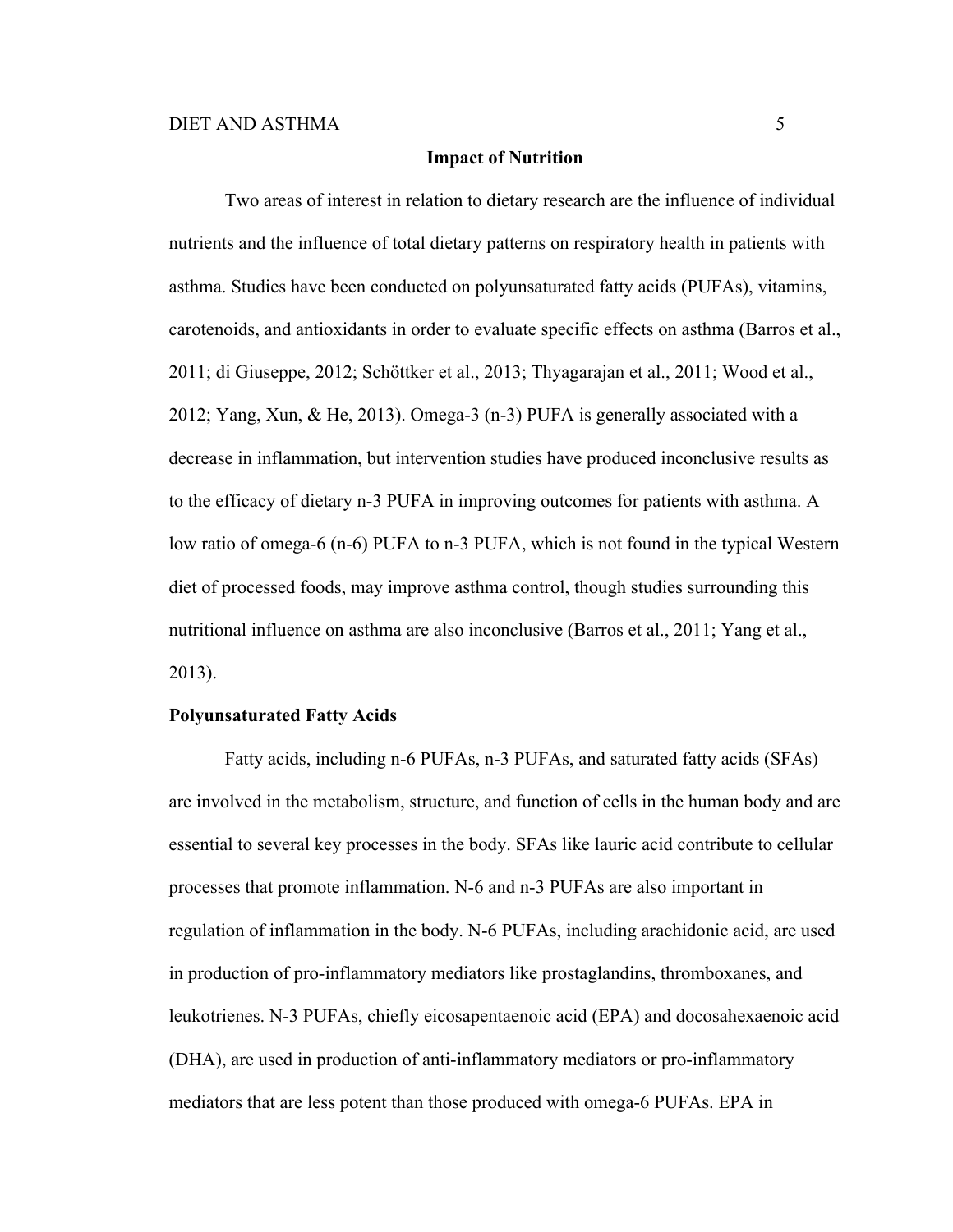## Impact of Nutrition

Two areas of interest in relation to dietary research are the influence of individual nutrients and the influence of total dietary patterns on respiratory health in patients with asthma. Studies have been conducted on polyunsaturated fatty acids (PUFAs), vitamins, carotenoids, and antioxidants in order to evaluate specific effects on asthma (Barros et al., 2011; di Giuseppe, 2012; Schöttker et al., 2013; Thyagarajan et al., 2011; Wood et al., 2012; Yang, Xun, & He, 2013). Omega-3 (n-3) PUFA is generally associated with a decrease in inflammation, but intervention studies have produced inconclusive results as to the efficacy of dietary n-3 PUFA in improving outcomes for patients with asthma. A low ratio of omega-6 (n-6) PUFA to n-3 PUFA, which is not found in the typical Western diet of processed foods, may improve asthma control, though studies surrounding this nutritional influence on asthma are also inconclusive (Barros et al., 2011; Yang et al., 2013).

### Polyunsaturated Fatty Acids

Fatty acids, including n-6 PUFAs, n-3 PUFAs, and saturated fatty acids (SFAs) are involved in the metabolism, structure, and function of cells in the human body and are essential to several key processes in the body. SFAs like lauric acid contribute to cellular processes that promote inflammation. N-6 and n-3 PUFAs are also important in regulation of inflammation in the body. N-6 PUFAs, including arachidonic acid, are used in production of pro-inflammatory mediators like prostaglandins, thromboxanes, and leukotrienes. N-3 PUFAs, chiefly eicosapentaenoic acid (EPA) and docosahexaenoic acid (DHA), are used in production of anti-inflammatory mediators or pro-inflammatory mediators that are less potent than those produced with omega-6 PUFAs. EPA in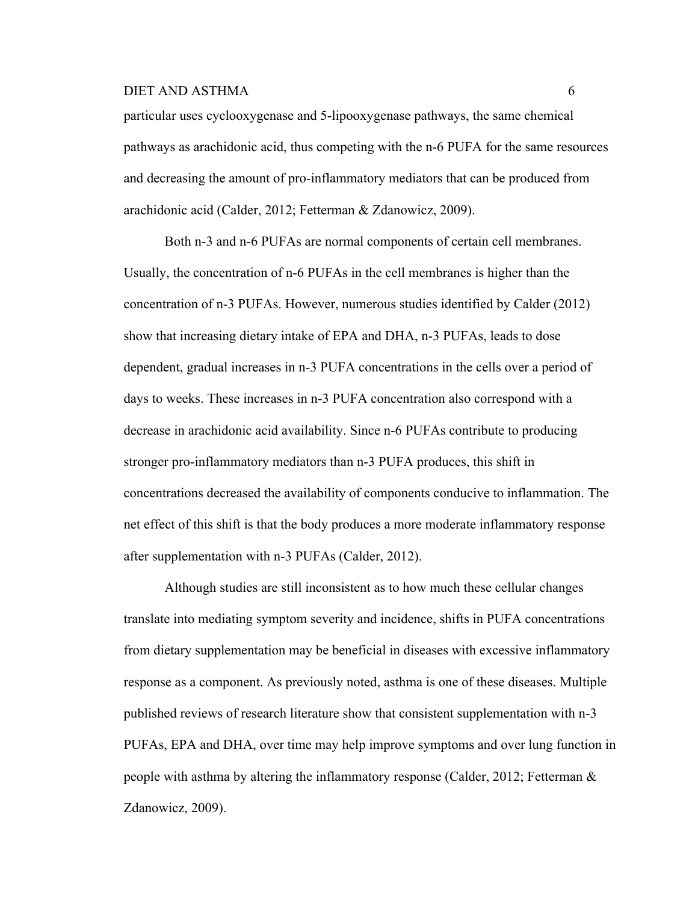particular uses cyclooxygenase and 5-lipooxygenase pathways, the same chemical pathways as arachidonic acid, thus competing with the n-6 PUFA for the same resources and decreasing the amount of pro-inflammatory mediators that can be produced from arachidonic acid (Calder, 2012; Fetterman & Zdanowicz, 2009).

Both n-3 and n-6 PUFAs are normal components of certain cell membranes. Usually, the concentration of n-6 PUFAs in the cell membranes is higher than the concentration of n-3 PUFAs. However, numerous studies identified by Calder (2012) show that increasing dietary intake of EPA and DHA, n-3 PUFAs, leads to dose dependent, gradual increases in n-3 PUFA concentrations in the cells over a period of days to weeks. These increases in n-3 PUFA concentration also correspond with a decrease in arachidonic acid availability. Since n-6 PUFAs contribute to producing stronger pro-inflammatory mediators than n-3 PUFA produces, this shift in concentrations decreased the availability of components conducive to inflammation. The net effect of this shift is that the body produces a more moderate inflammatory response after supplementation with n-3 PUFAs (Calder, 2012).

Although studies are still inconsistent as to how much these cellular changes translate into mediating symptom severity and incidence, shifts in PUFA concentrations from dietary supplementation may be beneficial in diseases with excessive inflammatory response as a component. As previously noted, asthma is one of these diseases. Multiple published reviews of research literature show that consistent supplementation with n-3 PUFAs, EPA and DHA, over time may help improve symptoms and over lung function in people with asthma by altering the inflammatory response (Calder, 2012; Fetterman & Zdanowicz, 2009).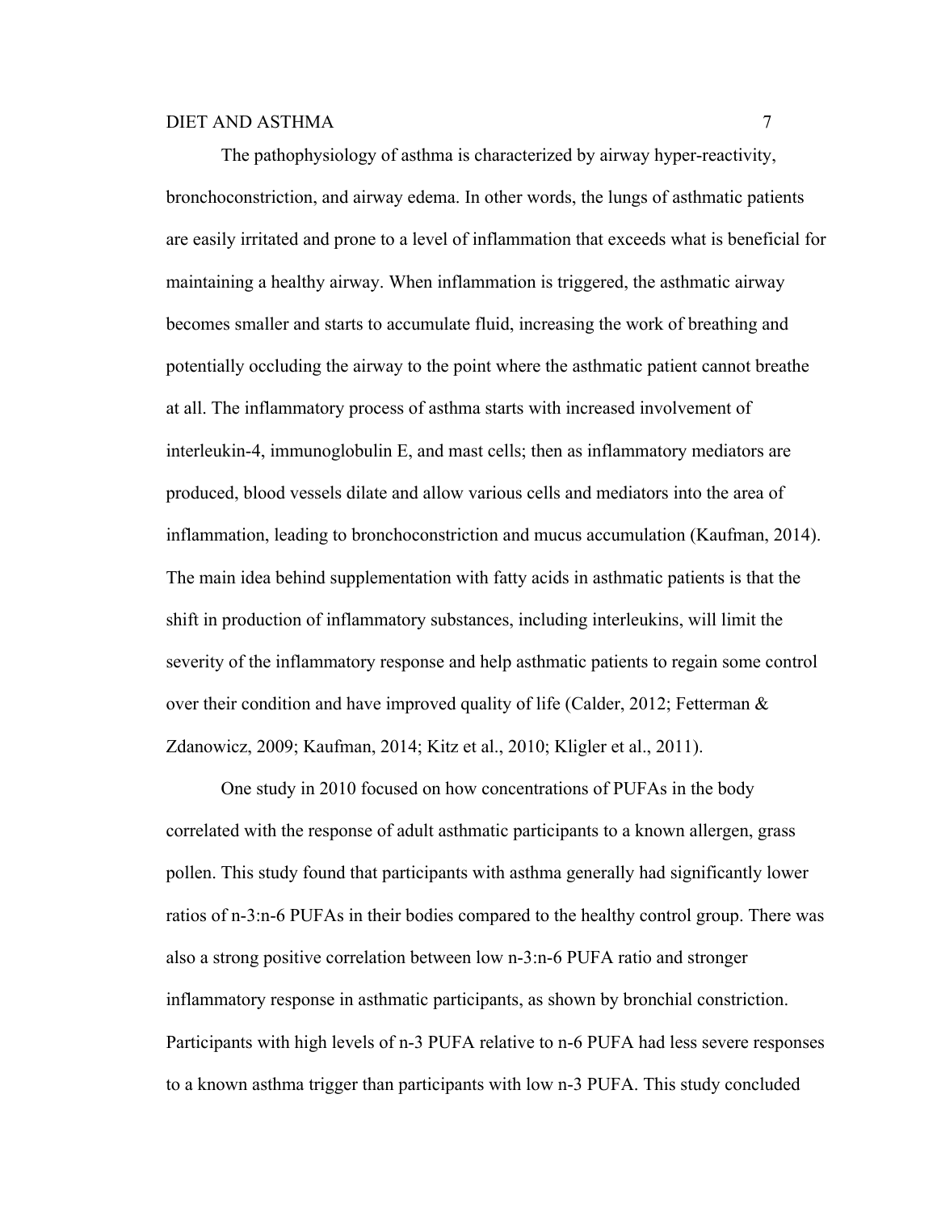The pathophysiology of asthma is characterized by airway hyper-reactivity, bronchoconstriction, and airway edema. In other words, the lungs of asthmatic patients are easily irritated and prone to a level of inflammation that exceeds what is beneficial for maintaining a healthy airway. When inflammation is triggered, the asthmatic airway becomes smaller and starts to accumulate fluid, increasing the work of breathing and potentially occluding the airway to the point where the asthmatic patient cannot breathe at all. The inflammatory process of asthma starts with increased involvement of interleukin-4, immunoglobulin E, and mast cells; then as inflammatory mediators are produced, blood vessels dilate and allow various cells and mediators into the area of inflammation, leading to bronchoconstriction and mucus accumulation (Kaufman, 2014). The main idea behind supplementation with fatty acids in asthmatic patients is that the shift in production of inflammatory substances, including interleukins, will limit the severity of the inflammatory response and help asthmatic patients to regain some control over their condition and have improved quality of life (Calder, 2012; Fetterman & Zdanowicz, 2009; Kaufman, 2014; Kitz et al., 2010; Kligler et al., 2011).

One study in 2010 focused on how concentrations of PUFAs in the body correlated with the response of adult asthmatic participants to a known allergen, grass pollen. This study found that participants with asthma generally had significantly lower ratios of n-3:n-6 PUFAs in their bodies compared to the healthy control group. There was also a strong positive correlation between low n-3:n-6 PUFA ratio and stronger inflammatory response in asthmatic participants, as shown by bronchial constriction. Participants with high levels of n-3 PUFA relative to n-6 PUFA had less severe responses to a known asthma trigger than participants with low n-3 PUFA. This study concluded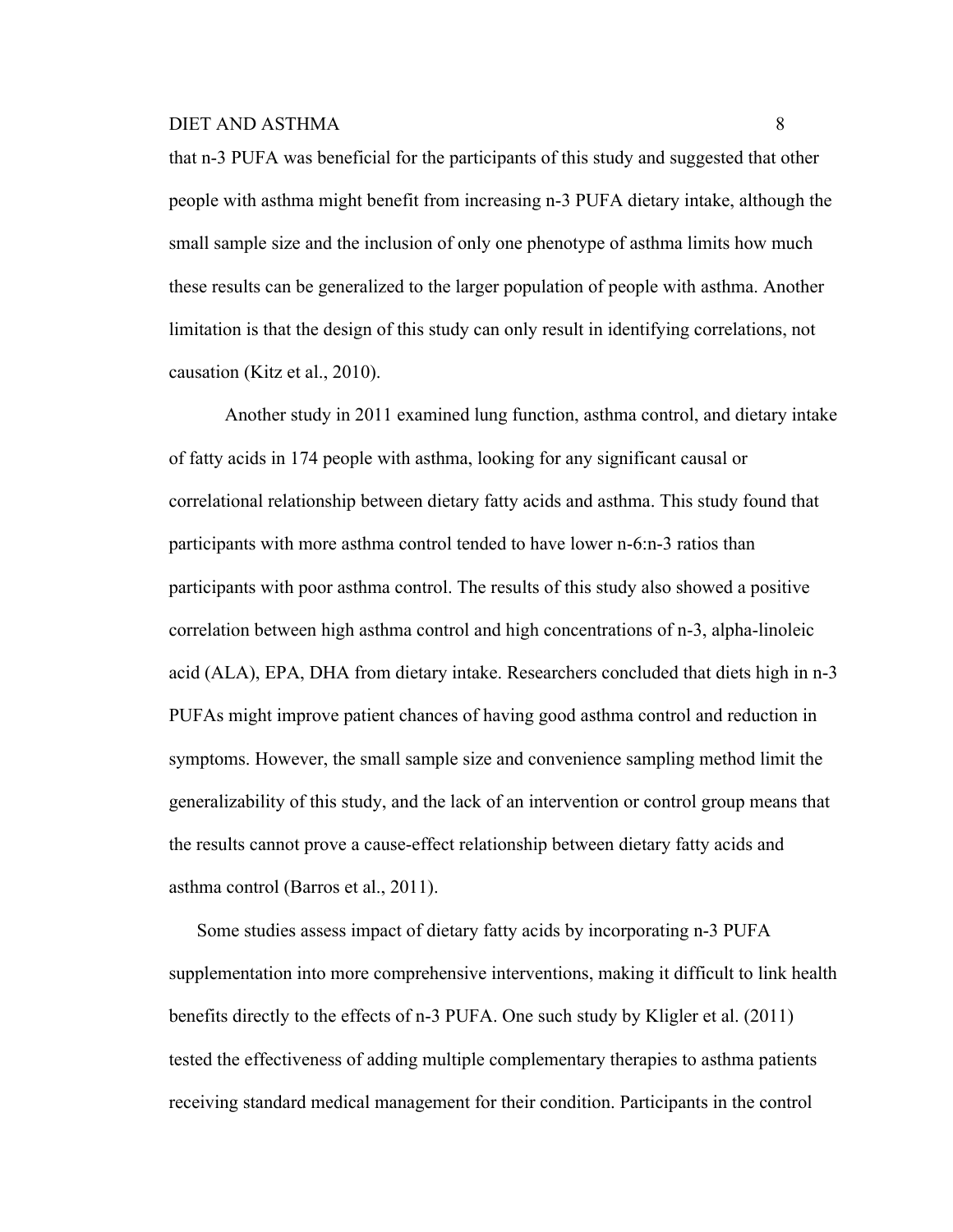that n-3 PUFA was beneficial for the participants of this study and suggested that other people with asthma might benefit from increasing n-3 PUFA dietary intake, although the small sample size and the inclusion of only one phenotype of asthma limits how much these results can be generalized to the larger population of people with asthma. Another limitation is that the design of this study can only result in identifying correlations, not causation (Kitz et al., 2010).

Another study in 2011 examined lung function, asthma control, and dietary intake of fatty acids in 174 people with asthma, looking for any significant causal or correlational relationship between dietary fatty acids and asthma. This study found that participants with more asthma control tended to have lower n-6:n-3 ratios than participants with poor asthma control. The results of this study also showed a positive correlation between high asthma control and high concentrations of n-3, alpha-linoleic acid (ALA), EPA, DHA from dietary intake. Researchers concluded that diets high in n-3 PUFAs might improve patient chances of having good asthma control and reduction in symptoms. However, the small sample size and convenience sampling method limit the generalizability of this study, and the lack of an intervention or control group means that the results cannot prove a cause-effect relationship between dietary fatty acids and asthma control (Barros et al., 2011).

Some studies assess impact of dietary fatty acids by incorporating n-3 PUFA supplementation into more comprehensive interventions, making it difficult to link health benefits directly to the effects of n-3 PUFA. One such study by Kligler et al. (2011) tested the effectiveness of adding multiple complementary therapies to asthma patients receiving standard medical management for their condition. Participants in the control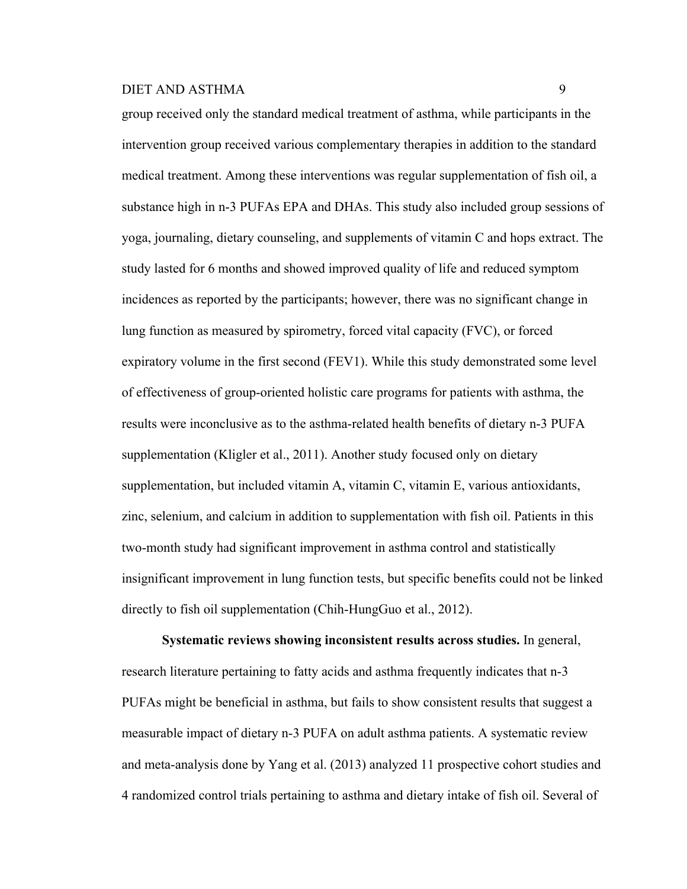group received only the standard medical treatment of asthma, while participants in the intervention group received various complementary therapies in addition to the standard medical treatment. Among these interventions was regular supplementation of fish oil, a substance high in n-3 PUFAs EPA and DHAs. This study also included group sessions of yoga, journaling, dietary counseling, and supplements of vitamin C and hops extract. The study lasted for 6 months and showed improved quality of life and reduced symptom incidences as reported by the participants; however, there was no significant change in lung function as measured by spirometry, forced vital capacity (FVC), or forced expiratory volume in the first second (FEV1). While this study demonstrated some level of effectiveness of group-oriented holistic care programs for patients with asthma, the results were inconclusive as to the asthma-related health benefits of dietary n-3 PUFA supplementation (Kligler et al., 2011). Another study focused only on dietary supplementation, but included vitamin A, vitamin C, vitamin E, various antioxidants, zinc, selenium, and calcium in addition to supplementation with fish oil. Patients in this two-month study had significant improvement in asthma control and statistically insignificant improvement in lung function tests, but specific benefits could not be linked directly to fish oil supplementation (Chih-HungGuo et al., 2012).

**Systematic reviews showing inconsistent results across studies.** In general, research literature pertaining to fatty acids and asthma frequently indicates that n-3 PUFAs might be beneficial in asthma, but fails to show consistent results that suggest a measurable impact of dietary n-3 PUFA on adult asthma patients. A systematic review and meta-analysis done by Yang et al. (2013) analyzed 11 prospective cohort studies and 4 randomized control trials pertaining to asthma and dietary intake of fish oil. Several of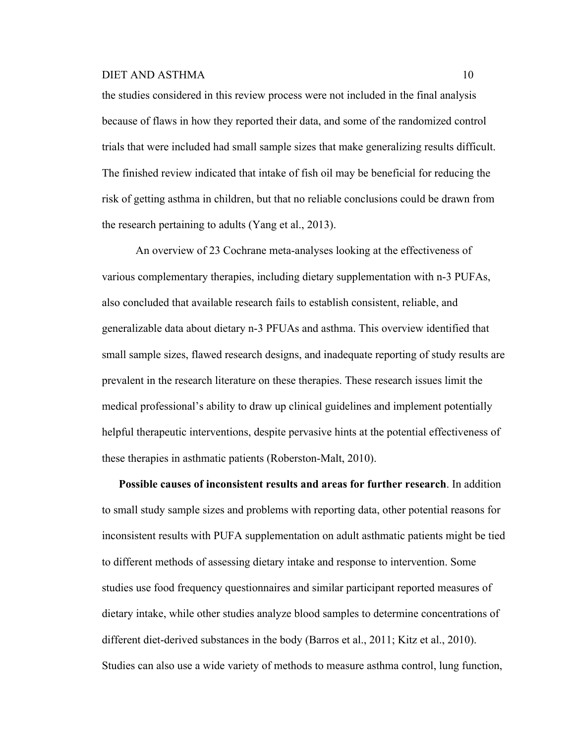the studies considered in this review process were not included in the final analysis because of flaws in how they reported their data, and some of the randomized control trials that were included had small sample sizes that make generalizing results difficult. The finished review indicated that intake of fish oil may be beneficial for reducing the risk of getting asthma in children, but that no reliable conclusions could be drawn from the research pertaining to adults (Yang et al., 2013).

An overview of 23 Cochrane meta-analyses looking at the effectiveness of various complementary therapies, including dietary supplementation with n-3 PUFAs, also concluded that available research fails to establish consistent, reliable, and generalizable data about dietary n-3 PFUAs and asthma. This overview identified that small sample sizes, flawed research designs, and inadequate reporting of study results are prevalent in the research literature on these therapies. These research issues limit the medical professional's ability to draw up clinical guidelines and implement potentially helpful therapeutic interventions, despite pervasive hints at the potential effectiveness of these therapies in asthmatic patients (Roberston-Malt, 2010).

**Possible causes of inconsistent results and areas for further research**. In addition to small study sample sizes and problems with reporting data, other potential reasons for inconsistent results with PUFA supplementation on adult asthmatic patients might be tied to different methods of assessing dietary intake and response to intervention. Some studies use food frequency questionnaires and similar participant reported measures of dietary intake, while other studies analyze blood samples to determine concentrations of different diet-derived substances in the body (Barros et al., 2011; Kitz et al., 2010). Studies can also use a wide variety of methods to measure asthma control, lung function,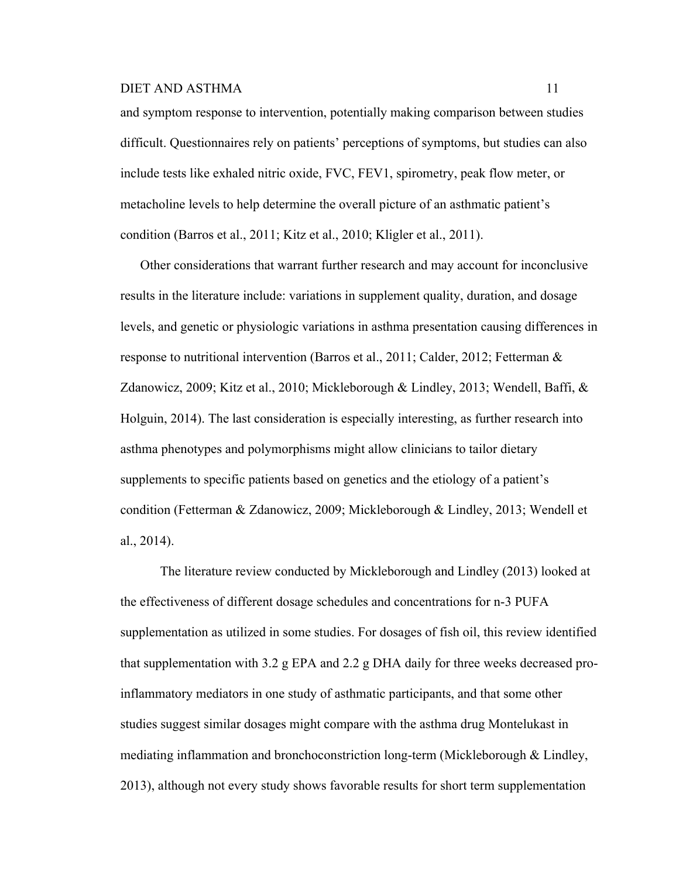and symptom response to intervention, potentially making comparison between studies difficult. Questionnaires rely on patients' perceptions of symptoms, but studies can also include tests like exhaled nitric oxide, FVC, FEV1, spirometry, peak flow meter, or metacholine levels to help determine the overall picture of an asthmatic patient's condition (Barros et al., 2011; Kitz et al., 2010; Kligler et al., 2011).

Other considerations that warrant further research and may account for inconclusive results in the literature include: variations in supplement quality, duration, and dosage levels, and genetic or physiologic variations in asthma presentation causing differences in response to nutritional intervention (Barros et al., 2011; Calder, 2012; Fetterman & Zdanowicz, 2009; Kitz et al., 2010; Mickleborough & Lindley, 2013; Wendell, Baffi, & Holguin, 2014). The last consideration is especially interesting, as further research into asthma phenotypes and polymorphisms might allow clinicians to tailor dietary supplements to specific patients based on genetics and the etiology of a patient's condition (Fetterman & Zdanowicz, 2009; Mickleborough & Lindley, 2013; Wendell et al., 2014).

The literature review conducted by Mickleborough and Lindley (2013) looked at the effectiveness of different dosage schedules and concentrations for n-3 PUFA supplementation as utilized in some studies. For dosages of fish oil, this review identified that supplementation with 3.2 g EPA and 2.2 g DHA daily for three weeks decreased pro-inflammatory mediators in one study of asthmatic participants, and that some other studies suggest similar dosages might compare with the asthma drug Montelukast in mediating inflammation and bronchoconstriction long-term (Mickleborough & Lindley, 2013), although not every study shows favorable results for short term supplementation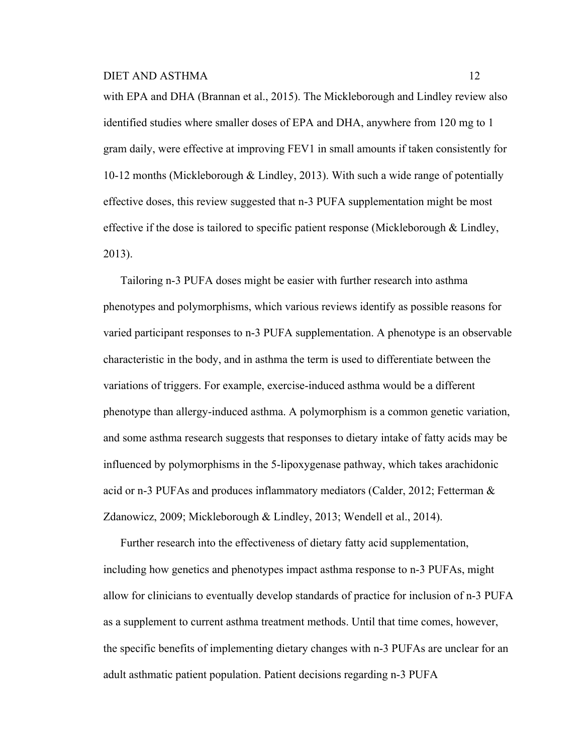with EPA and DHA (Brannan et al., 2015). The Mickleborough and Lindley review also identified studies where smaller doses of EPA and DHA, anywhere from 120 mg to 1 gram daily, were effective at improving FEV1 in small amounts if taken consistently for 10-12 months (Mickleborough & Lindley, 2013). With such a wide range of potentially effective doses, this review suggested that n-3 PUFA supplementation might be most effective if the dose is tailored to specific patient response (Mickleborough & Lindley, 2013).

Tailoring n-3 PUFA doses might be easier with further research into asthma phenotypes and polymorphisms, which various reviews identify as possible reasons for varied participant responses to n-3 PUFA supplementation. A phenotype is an observable characteristic in the body, and in asthma the term is used to differentiate between the variations of triggers. For example, exercise-induced asthma would be a different phenotype than allergy-induced asthma. A polymorphism is a common genetic variation, and some asthma research suggests that responses to dietary intake of fatty acids may be influenced by polymorphisms in the 5-lipoxygenase pathway, which takes arachidonic acid or n-3 PUFAs and produces inflammatory mediators (Calder, 2012; Fetterman & Zdanowicz, 2009; Mickleborough & Lindley, 2013; Wendell et al., 2014).

Further research into the effectiveness of dietary fatty acid supplementation, including how genetics and phenotypes impact asthma response to n-3 PUFAs, might allow for clinicians to eventually develop standards of practice for inclusion of n-3 PUFA as a supplement to current asthma treatment methods. Until that time comes, however, the specific benefits of implementing dietary changes with n-3 PUFAs are unclear for an adult asthmatic patient population. Patient decisions regarding n-3 PUFA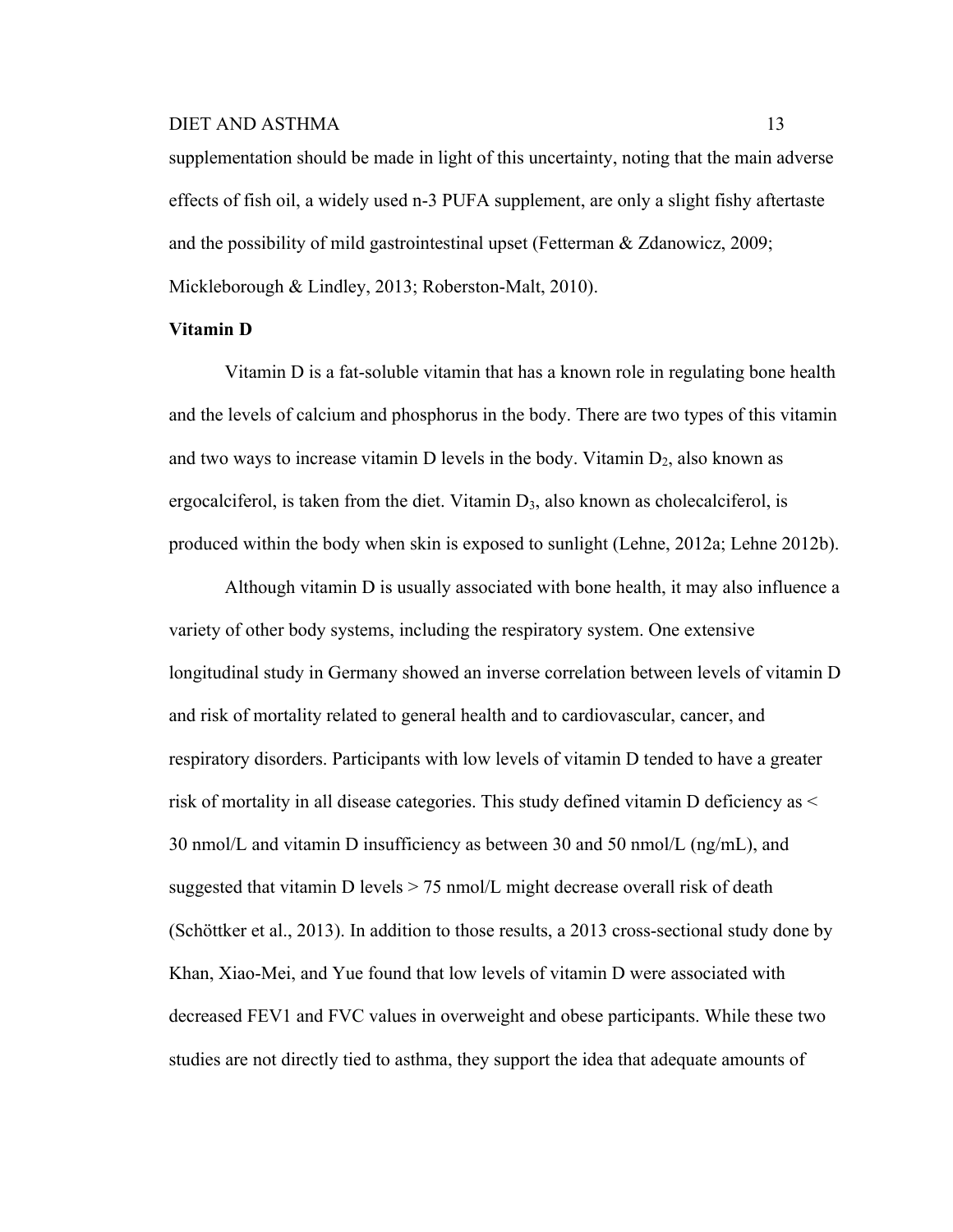supplementation should be made in light of this uncertainty, noting that the main adverse effects of fish oil, a widely used n-3 PUFA supplement, are only a slight fishy aftertaste and the possibility of mild gastrointestinal upset (Fetterman & Zdanowicz, 2009; Mickleborough & Lindley, 2013; Roberston-Malt, 2010).

**Vitamin D**

Vitamin D is a fat-soluble vitamin that has a known role in regulating bone health and the levels of calcium and phosphorus in the body. There are two types of this vitamin and two ways to increase vitamin D levels in the body. Vitamin $D_2$, also known as ergocalciferol, is taken from the diet. Vitamin $D_3$, also known as cholecalciferol, is produced within the body when skin is exposed to sunlight (Lehne, 2012a; Lehne 2012b).

Although vitamin D is usually associated with bone health, it may also influence a variety of other body systems, including the respiratory system. One extensive longitudinal study in Germany showed an inverse correlation between levels of vitamin D and risk of mortality related to general health and to cardiovascular, cancer, and respiratory disorders. Participants with low levels of vitamin D tended to have a greater risk of mortality in all disease categories. This study defined vitamin D deficiency as < 30 nmol/L and vitamin D insufficiency as between 30 and 50 nmol/L (ng/mL), and suggested that vitamin D levels > 75 nmol/L might decrease overall risk of death (Schöttker et al., 2013). In addition to those results, a 2013 cross-sectional study done by Khan, Xiao-Mei, and Yue found that low levels of vitamin D were associated with decreased FEV1 and FVC values in overweight and obese participants. While these two studies are not directly tied to asthma, they support the idea that adequate amounts of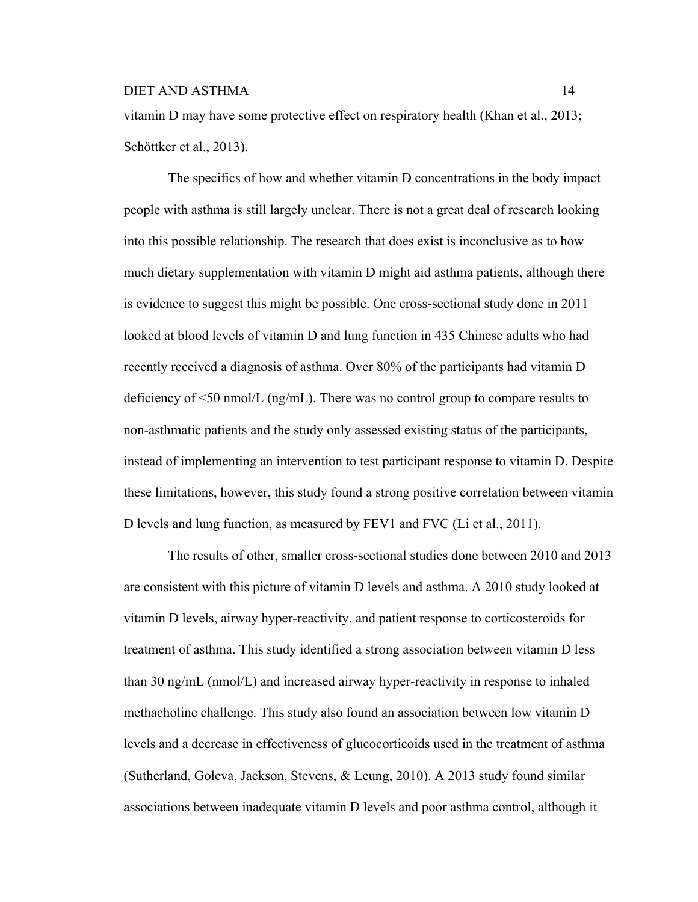vitamin D may have some protective effect on respiratory health (Khan et al., 2013; Schöttker et al., 2013).

The specifics of how and whether vitamin D concentrations in the body impact people with asthma is still largely unclear. There is not a great deal of research looking into this possible relationship. The research that does exist is inconclusive as to how much dietary supplementation with vitamin D might aid asthma patients, although there is evidence to suggest this might be possible. One cross-sectional study done in 2011 looked at blood levels of vitamin D and lung function in 435 Chinese adults who had recently received a diagnosis of asthma. Over 80% of the participants had vitamin D deficiency of <50 nmol/L (ng/mL). There was no control group to compare results to non-asthmatic patients and the study only assessed existing status of the participants, instead of implementing an intervention to test participant response to vitamin D. Despite these limitations, however, this study found a strong positive correlation between vitamin D levels and lung function, as measured by FEV1 and FVC (Li et al., 2011).

The results of other, smaller cross-sectional studies done between 2010 and 2013 are consistent with this picture of vitamin D levels and asthma. A 2010 study looked at vitamin D levels, airway hyper-reactivity, and patient response to corticosteroids for treatment of asthma. This study identified a strong association between vitamin D less than 30 ng/mL (nmol/L) and increased airway hyper-reactivity in response to inhaled methacholine challenge. This study also found an association between low vitamin D levels and a decrease in effectiveness of glucocorticoids used in the treatment of asthma (Sutherland, Goleva, Jackson, Stevens, & Leung, 2010). A 2013 study found similar associations between inadequate vitamin D levels and poor asthma control, although it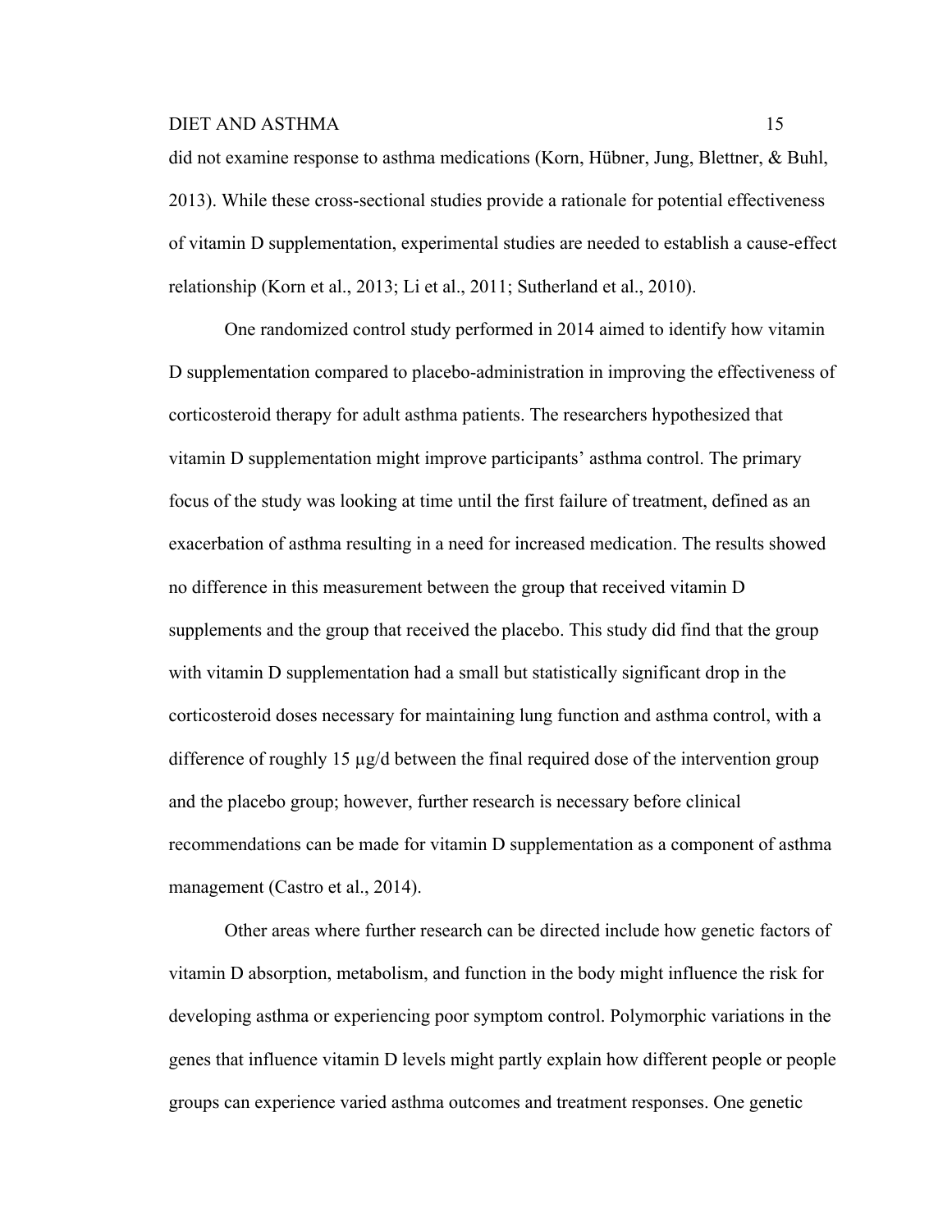did not examine response to asthma medications (Korn, Hübner, Jung, Blettner, & Buhl, 2013). While these cross-sectional studies provide a rationale for potential effectiveness of vitamin D supplementation, experimental studies are needed to establish a cause-effect relationship (Korn et al., 2013; Li et al., 2011; Sutherland et al., 2010).

One randomized control study performed in 2014 aimed to identify how vitamin D supplementation compared to placebo-administration in improving the effectiveness of corticosteroid therapy for adult asthma patients. The researchers hypothesized that vitamin D supplementation might improve participants' asthma control. The primary focus of the study was looking at time until the first failure of treatment, defined as an exacerbation of asthma resulting in a need for increased medication. The results showed no difference in this measurement between the group that received vitamin D supplements and the group that received the placebo. This study did find that the group with vitamin D supplementation had a small but statistically significant drop in the corticosteroid doses necessary for maintaining lung function and asthma control, with a difference of roughly 15 µg/d between the final required dose of the intervention group and the placebo group; however, further research is necessary before clinical recommendations can be made for vitamin D supplementation as a component of asthma management (Castro et al., 2014).

Other areas where further research can be directed include how genetic factors of vitamin D absorption, metabolism, and function in the body might influence the risk for developing asthma or experiencing poor symptom control. Polymorphic variations in the genes that influence vitamin D levels might partly explain how different people or people groups can experience varied asthma outcomes and treatment responses. One genetic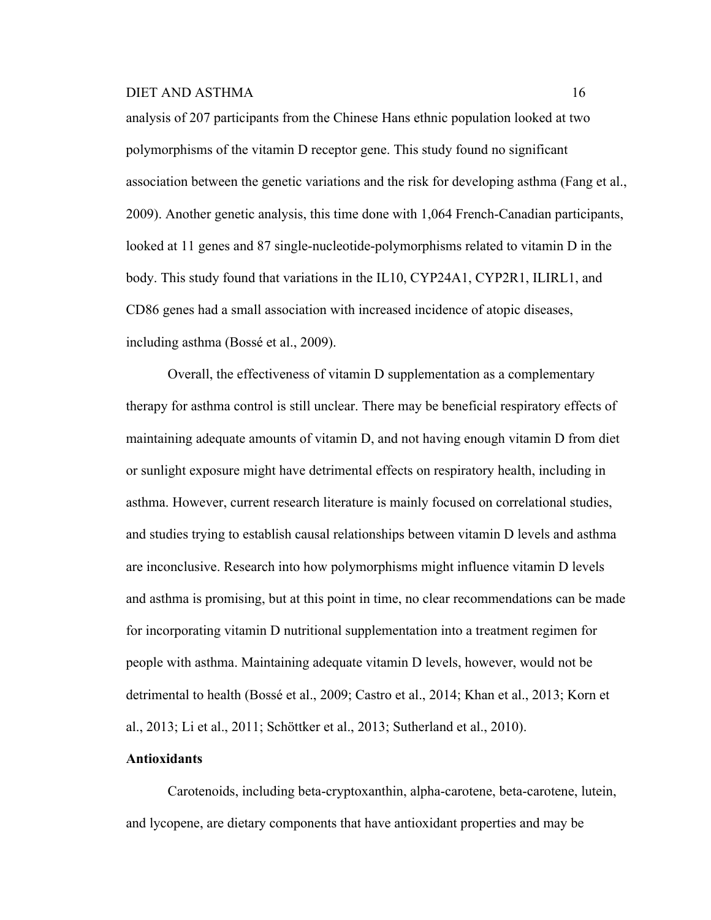analysis of 207 participants from the Chinese Hans ethnic population looked at two polymorphisms of the vitamin D receptor gene. This study found no significant association between the genetic variations and the risk for developing asthma (Fang et al., 2009). Another genetic analysis, this time done with 1,064 French-Canadian participants, looked at 11 genes and 87 single-nucleotide-polymorphisms related to vitamin D in the body. This study found that variations in the IL10, CYP24A1, CYP2R1, ILIRL1, and CD86 genes had a small association with increased incidence of atopic diseases, including asthma (Bossé et al., 2009).

Overall, the effectiveness of vitamin D supplementation as a complementary therapy for asthma control is still unclear. There may be beneficial respiratory effects of maintaining adequate amounts of vitamin D, and not having enough vitamin D from diet or sunlight exposure might have detrimental effects on respiratory health, including in asthma. However, current research literature is mainly focused on correlational studies, and studies trying to establish causal relationships between vitamin D levels and asthma are inconclusive. Research into how polymorphisms might influence vitamin D levels and asthma is promising, but at this point in time, no clear recommendations can be made for incorporating vitamin D nutritional supplementation into a treatment regimen for people with asthma. Maintaining adequate vitamin D levels, however, would not be detrimental to health (Bossé et al., 2009; Castro et al., 2014; Khan et al., 2013; Korn et al., 2013; Li et al., 2011; Schöttker et al., 2013; Sutherland et al., 2010).

**Antioxidants**

Carotenoids, including beta-cryptoxanthin, alpha-carotene, beta-carotene, lutein, and lycopene, are dietary components that have antioxidant properties and may be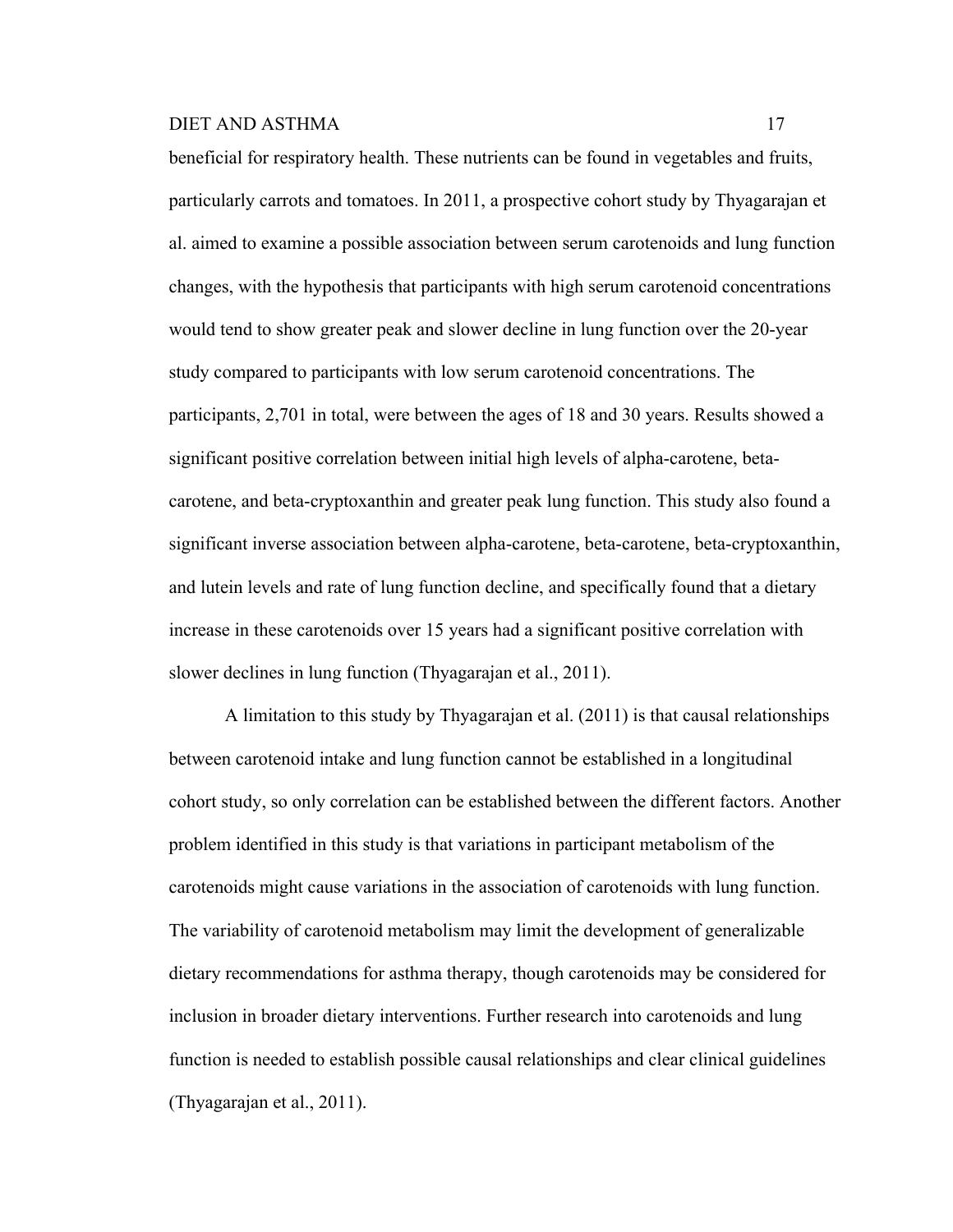beneficial for respiratory health. These nutrients can be found in vegetables and fruits, particularly carrots and tomatoes. In 2011, a prospective cohort study by Thyagarajan et al. aimed to examine a possible association between serum carotenoids and lung function changes, with the hypothesis that participants with high serum carotenoid concentrations would tend to show greater peak and slower decline in lung function over the 20-year study compared to participants with low serum carotenoid concentrations. The participants, 2,701 in total, were between the ages of 18 and 30 years. Results showed a significant positive correlation between initial high levels of alpha-carotene, beta-carotene, and beta-cryptoxanthin and greater peak lung function. This study also found a significant inverse association between alpha-carotene, beta-carotene, beta-cryptoxanthin, and lutein levels and rate of lung function decline, and specifically found that a dietary increase in these carotenoids over 15 years had a significant positive correlation with slower declines in lung function (Thyagarajan et al., 2011).

A limitation to this study by Thyagarajan et al. (2011) is that causal relationships between carotenoid intake and lung function cannot be established in a longitudinal cohort study, so only correlation can be established between the different factors. Another problem identified in this study is that variations in participant metabolism of the carotenoids might cause variations in the association of carotenoids with lung function. The variability of carotenoid metabolism may limit the development of generalizable dietary recommendations for asthma therapy, though carotenoids may be considered for inclusion in broader dietary interventions. Further research into carotenoids and lung function is needed to establish possible causal relationships and clear clinical guidelines (Thyagarajan et al., 2011).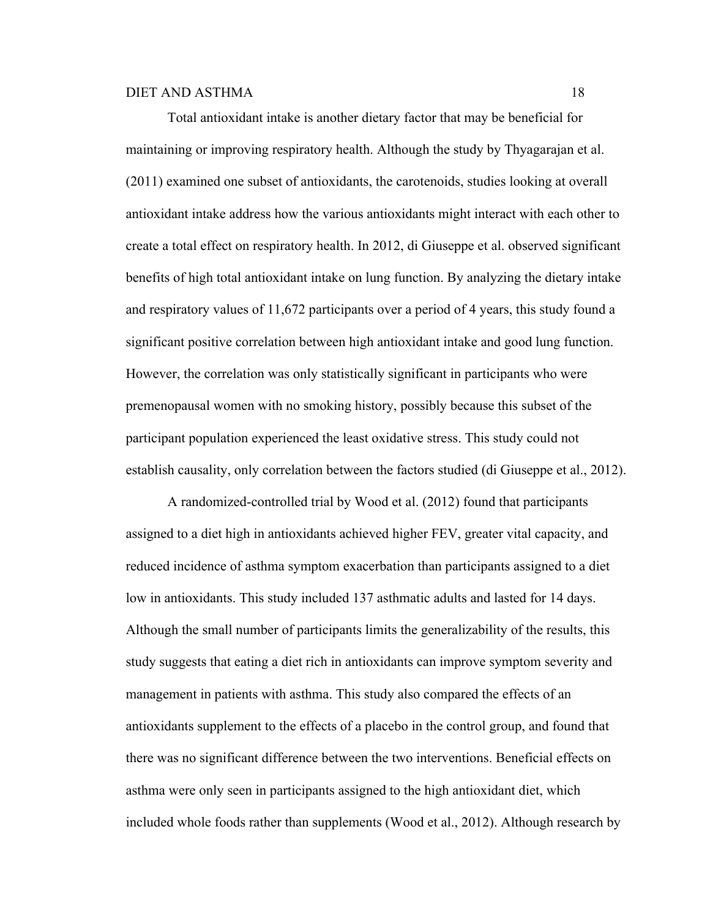Total antioxidant intake is another dietary factor that may be beneficial for maintaining or improving respiratory health. Although the study by Thyagarajan et al. (2011) examined one subset of antioxidants, the carotenoids, studies looking at overall antioxidant intake address how the various antioxidants might interact with each other to create a total effect on respiratory health. In 2012, di Giuseppe et al. observed significant benefits of high total antioxidant intake on lung function. By analyzing the dietary intake and respiratory values of 11,672 participants over a period of 4 years, this study found a significant positive correlation between high antioxidant intake and good lung function. However, the correlation was only statistically significant in participants who were premenopausal women with no smoking history, possibly because this subset of the participant population experienced the least oxidative stress. This study could not establish causality, only correlation between the factors studied (di Giuseppe et al., 2012).

A randomized-controlled trial by Wood et al. (2012) found that participants assigned to a diet high in antioxidants achieved higher FEV, greater vital capacity, and reduced incidence of asthma symptom exacerbation than participants assigned to a diet low in antioxidants. This study included 137 asthmatic adults and lasted for 14 days. Although the small number of participants limits the generalizability of the results, this study suggests that eating a diet rich in antioxidants can improve symptom severity and management in patients with asthma. This study also compared the effects of an antioxidants supplement to the effects of a placebo in the control group, and found that there was no significant difference between the two interventions. Beneficial effects on asthma were only seen in participants assigned to the high antioxidant diet, which included whole foods rather than supplements (Wood et al., 2012). Although research by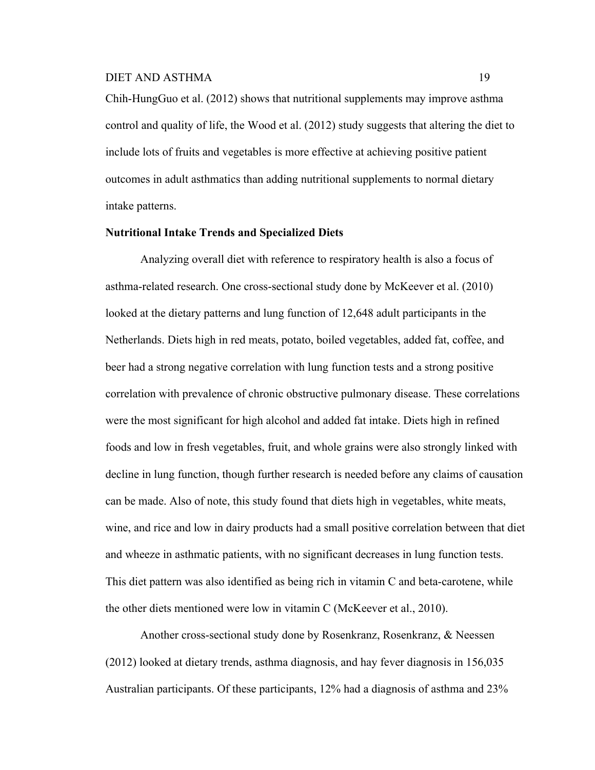Chih-HungGuo et al. (2012) shows that nutritional supplements may improve asthma control and quality of life, the Wood et al. (2012) study suggests that altering the diet to include lots of fruits and vegetables is more effective at achieving positive patient outcomes in adult asthmatics than adding nutritional supplements to normal dietary intake patterns.

**Nutritional Intake Trends and Specialized Diets**

Analyzing overall diet with reference to respiratory health is also a focus of asthma-related research. One cross-sectional study done by McKeever et al. (2010) looked at the dietary patterns and lung function of 12,648 adult participants in the Netherlands. Diets high in red meats, potato, boiled vegetables, added fat, coffee, and beer had a strong negative correlation with lung function tests and a strong positive correlation with prevalence of chronic obstructive pulmonary disease. These correlations were the most significant for high alcohol and added fat intake. Diets high in refined foods and low in fresh vegetables, fruit, and whole grains were also strongly linked with decline in lung function, though further research is needed before any claims of causation can be made. Also of note, this study found that diets high in vegetables, white meats, wine, and rice and low in dairy products had a small positive correlation between that diet and wheeze in asthmatic patients, with no significant decreases in lung function tests. This diet pattern was also identified as being rich in vitamin C and beta-carotene, while the other diets mentioned were low in vitamin C (McKeever et al., 2010).

Another cross-sectional study done by Rosenkranz, Rosenkranz, & Neessen (2012) looked at dietary trends, asthma diagnosis, and hay fever diagnosis in 156,035 Australian participants. Of these participants, 12% had a diagnosis of asthma and 23%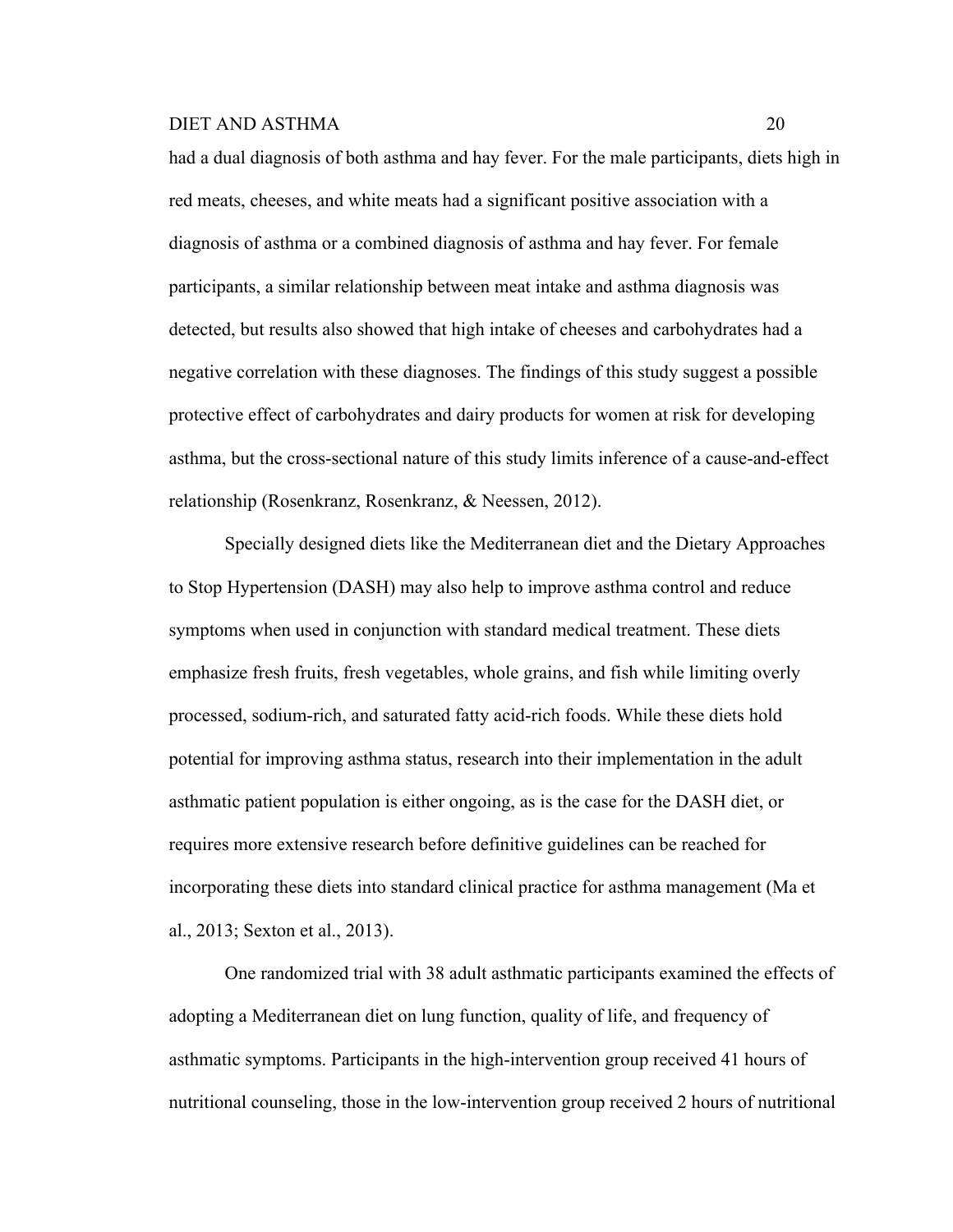had a dual diagnosis of both asthma and hay fever. For the male participants, diets high in red meats, cheeses, and white meats had a significant positive association with a diagnosis of asthma or a combined diagnosis of asthma and hay fever. For female participants, a similar relationship between meat intake and asthma diagnosis was detected, but results also showed that high intake of cheeses and carbohydrates had a negative correlation with these diagnoses. The findings of this study suggest a possible protective effect of carbohydrates and dairy products for women at risk for developing asthma, but the cross-sectional nature of this study limits inference of a cause-and-effect relationship (Rosenkranz, Rosenkranz, & Neessen, 2012).

Specially designed diets like the Mediterranean diet and the Dietary Approaches to Stop Hypertension (DASH) may also help to improve asthma control and reduce symptoms when used in conjunction with standard medical treatment. These diets emphasize fresh fruits, fresh vegetables, whole grains, and fish while limiting overly processed, sodium-rich, and saturated fatty acid-rich foods. While these diets hold potential for improving asthma status, research into their implementation in the adult asthmatic patient population is either ongoing, as is the case for the DASH diet, or requires more extensive research before definitive guidelines can be reached for incorporating these diets into standard clinical practice for asthma management (Ma et al., 2013; Sexton et al., 2013).

One randomized trial with 38 adult asthmatic participants examined the effects of adopting a Mediterranean diet on lung function, quality of life, and frequency of asthmatic symptoms. Participants in the high-intervention group received 41 hours of nutritional counseling, those in the low-intervention group received 2 hours of nutritional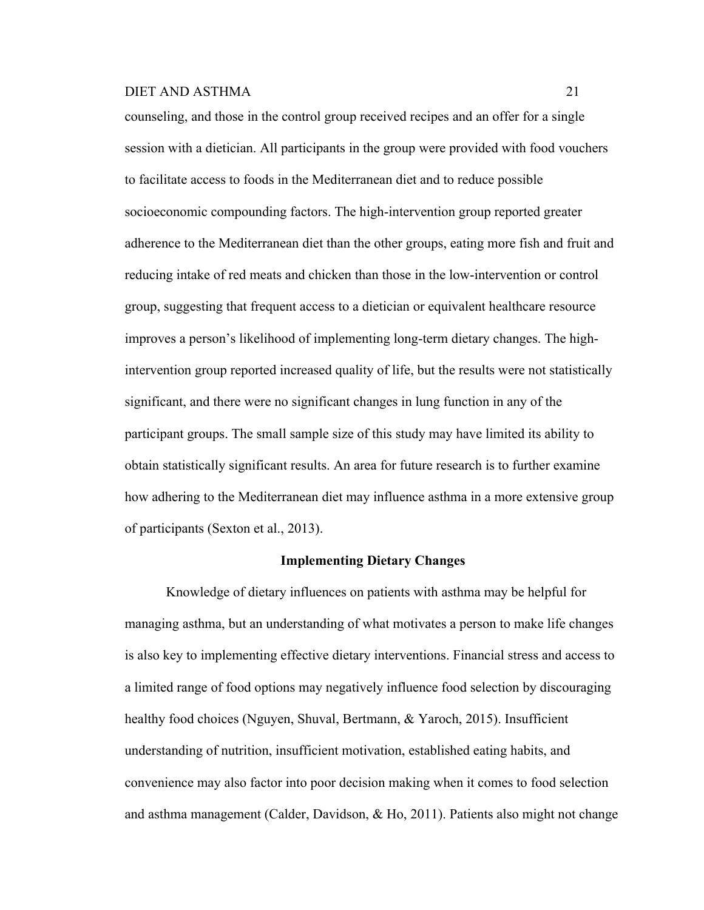counseling, and those in the control group received recipes and an offer for a single session with a dietician. All participants in the group were provided with food vouchers to facilitate access to foods in the Mediterranean diet and to reduce possible socioeconomic compounding factors. The high-intervention group reported greater adherence to the Mediterranean diet than the other groups, eating more fish and fruit and reducing intake of red meats and chicken than those in the low-intervention or control group, suggesting that frequent access to a dietician or equivalent healthcare resource improves a person's likelihood of implementing long-term dietary changes. The high-intervention group reported increased quality of life, but the results were not statistically significant, and there were no significant changes in lung function in any of the participant groups. The small sample size of this study may have limited its ability to obtain statistically significant results. An area for future research is to further examine how adhering to the Mediterranean diet may influence asthma in a more extensive group of participants (Sexton et al., 2013).

## Implementing Dietary Changes

Knowledge of dietary influences on patients with asthma may be helpful for managing asthma, but an understanding of what motivates a person to make life changes is also key to implementing effective dietary interventions. Financial stress and access to a limited range of food options may negatively influence food selection by discouraging healthy food choices (Nguyen, Shuval, Bertmann, & Yaroch, 2015). Insufficient understanding of nutrition, insufficient motivation, established eating habits, and convenience may also factor into poor decision making when it comes to food selection and asthma management (Calder, Davidson, & Ho, 2011). Patients also might not change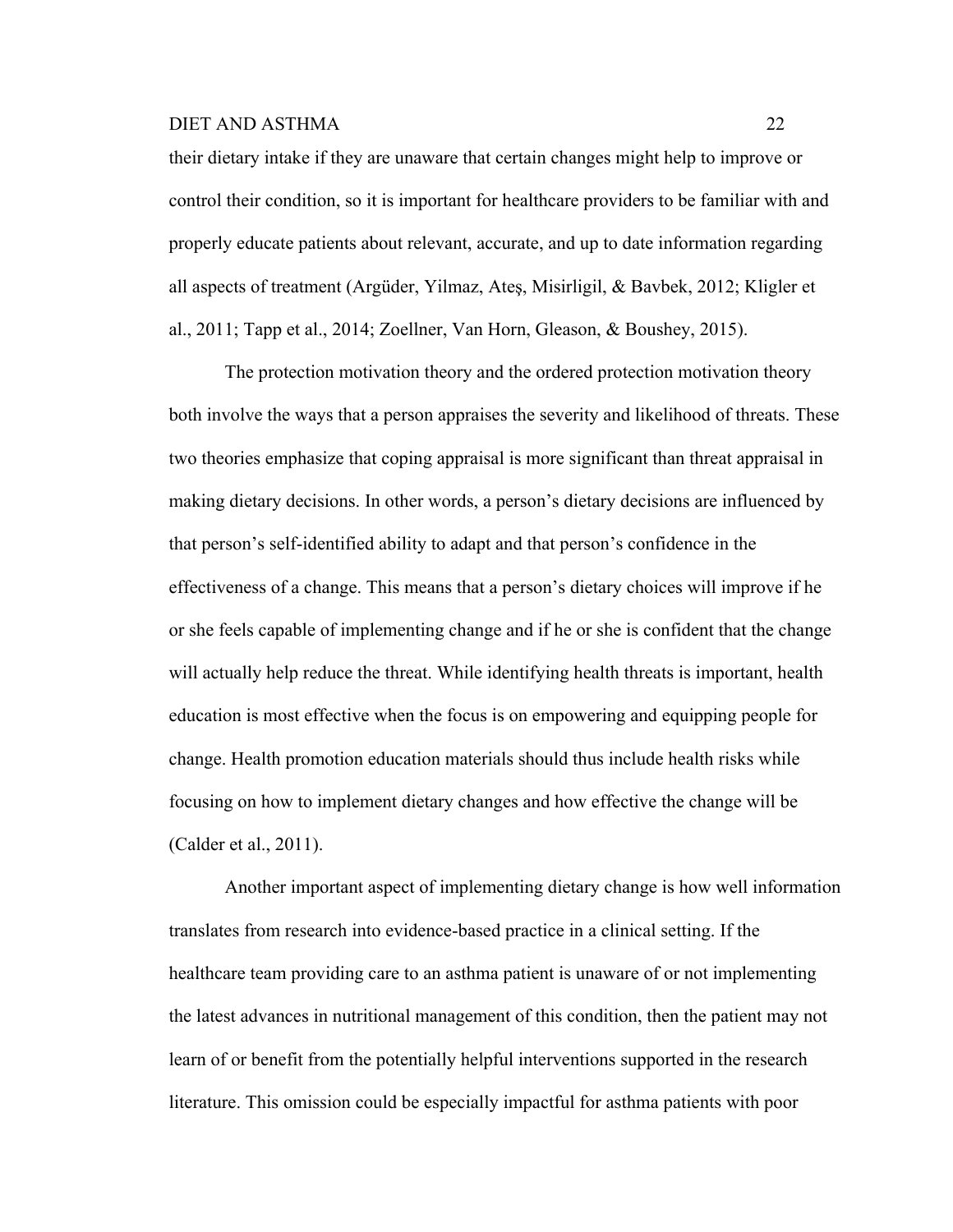their dietary intake if they are unaware that certain changes might help to improve or control their condition, so it is important for healthcare providers to be familiar with and properly educate patients about relevant, accurate, and up to date information regarding all aspects of treatment (Argüder, Yilmaz, Ateş, Misirligil, & Bavbek, 2012; Kligler et al., 2011; Tapp et al., 2014; Zoellner, Van Horn, Gleason, & Boushey, 2015).

The protection motivation theory and the ordered protection motivation theory both involve the ways that a person appraises the severity and likelihood of threats. These two theories emphasize that coping appraisal is more significant than threat appraisal in making dietary decisions. In other words, a person's dietary decisions are influenced by that person's self-identified ability to adapt and that person's confidence in the effectiveness of a change. This means that a person's dietary choices will improve if he or she feels capable of implementing change and if he or she is confident that the change will actually help reduce the threat. While identifying health threats is important, health education is most effective when the focus is on empowering and equipping people for change. Health promotion education materials should thus include health risks while focusing on how to implement dietary changes and how effective the change will be (Calder et al., 2011).

Another important aspect of implementing dietary change is how well information translates from research into evidence-based practice in a clinical setting. If the healthcare team providing care to an asthma patient is unaware of or not implementing the latest advances in nutritional management of this condition, then the patient may not learn of or benefit from the potentially helpful interventions supported in the research literature. This omission could be especially impactful for asthma patients with poor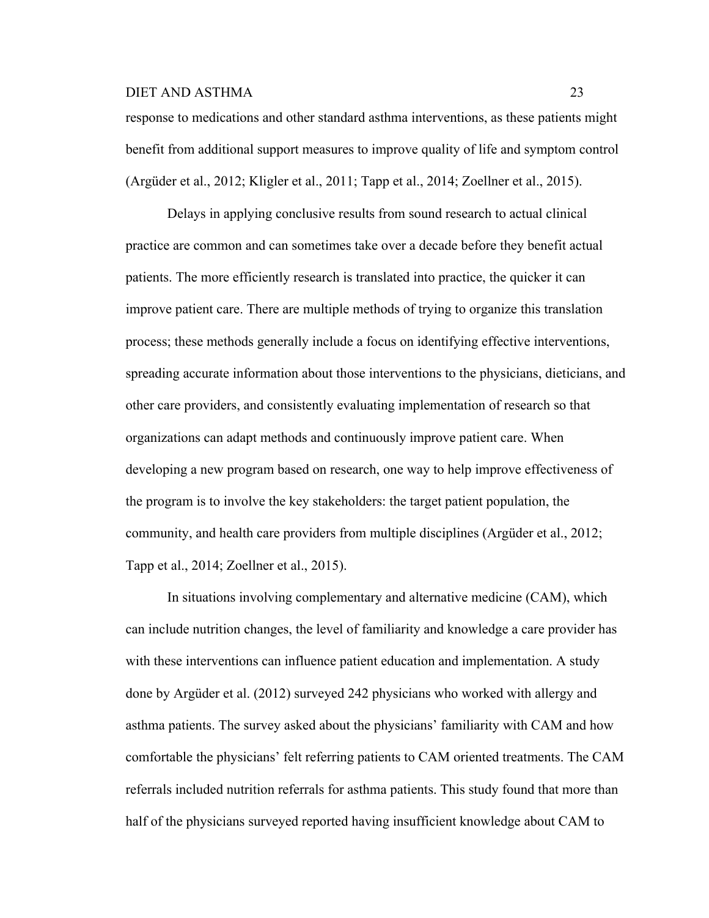response to medications and other standard asthma interventions, as these patients might benefit from additional support measures to improve quality of life and symptom control (Argüder et al., 2012; Kligler et al., 2011; Tapp et al., 2014; Zoellner et al., 2015).

Delays in applying conclusive results from sound research to actual clinical practice are common and can sometimes take over a decade before they benefit actual patients. The more efficiently research is translated into practice, the quicker it can improve patient care. There are multiple methods of trying to organize this translation process; these methods generally include a focus on identifying effective interventions, spreading accurate information about those interventions to the physicians, dieticians, and other care providers, and consistently evaluating implementation of research so that organizations can adapt methods and continuously improve patient care. When developing a new program based on research, one way to help improve effectiveness of the program is to involve the key stakeholders: the target patient population, the community, and health care providers from multiple disciplines (Argüder et al., 2012; Tapp et al., 2014; Zoellner et al., 2015).

In situations involving complementary and alternative medicine (CAM), which can include nutrition changes, the level of familiarity and knowledge a care provider has with these interventions can influence patient education and implementation. A study done by Argüder et al. (2012) surveyed 242 physicians who worked with allergy and asthma patients. The survey asked about the physicians' familiarity with CAM and how comfortable the physicians' felt referring patients to CAM oriented treatments. The CAM referrals included nutrition referrals for asthma patients. This study found that more than half of the physicians surveyed reported having insufficient knowledge about CAM to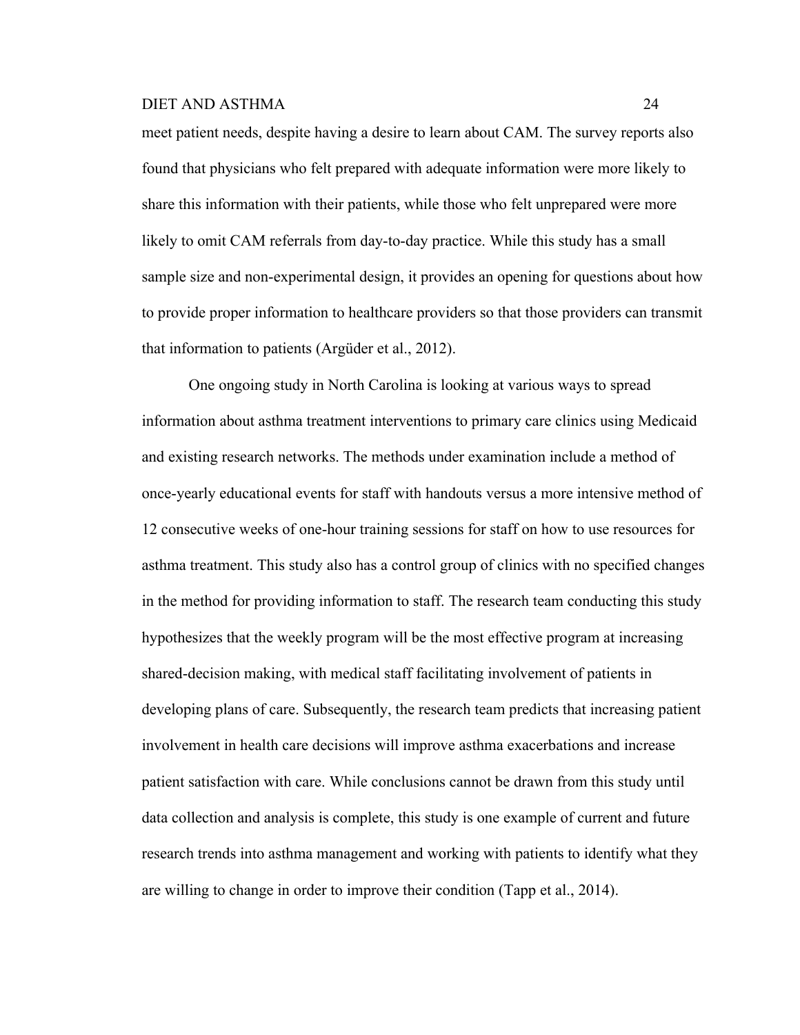meet patient needs, despite having a desire to learn about CAM. The survey reports also found that physicians who felt prepared with adequate information were more likely to share this information with their patients, while those who felt unprepared were more likely to omit CAM referrals from day-to-day practice. While this study has a small sample size and non-experimental design, it provides an opening for questions about how to provide proper information to healthcare providers so that those providers can transmit that information to patients (Argüder et al., 2012).

One ongoing study in North Carolina is looking at various ways to spread information about asthma treatment interventions to primary care clinics using Medicaid and existing research networks. The methods under examination include a method of once-yearly educational events for staff with handouts versus a more intensive method of 12 consecutive weeks of one-hour training sessions for staff on how to use resources for asthma treatment. This study also has a control group of clinics with no specified changes in the method for providing information to staff. The research team conducting this study hypothesizes that the weekly program will be the most effective program at increasing shared-decision making, with medical staff facilitating involvement of patients in developing plans of care. Subsequently, the research team predicts that increasing patient involvement in health care decisions will improve asthma exacerbations and increase patient satisfaction with care. While conclusions cannot be drawn from this study until data collection and analysis is complete, this study is one example of current and future research trends into asthma management and working with patients to identify what they are willing to change in order to improve their condition (Tapp et al., 2014).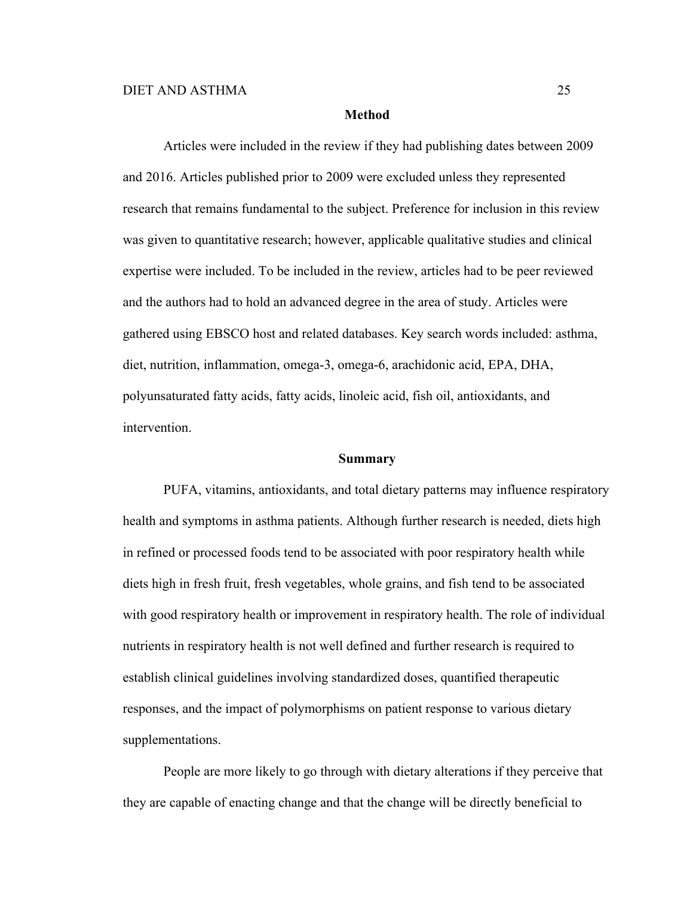## Method

Articles were included in the review if they had publishing dates between 2009 and 2016. Articles published prior to 2009 were excluded unless they represented research that remains fundamental to the subject. Preference for inclusion in this review was given to quantitative research; however, applicable qualitative studies and clinical expertise were included. To be included in the review, articles had to be peer reviewed and the authors had to hold an advanced degree in the area of study. Articles were gathered using EBSCO host and related databases. Key search words included: asthma, diet, nutrition, inflammation, omega-3, omega-6, arachidonic acid, EPA, DHA, polyunsaturated fatty acids, fatty acids, linoleic acid, fish oil, antioxidants, and intervention.

## Summary

PUFA, vitamins, antioxidants, and total dietary patterns may influence respiratory health and symptoms in asthma patients. Although further research is needed, diets high in refined or processed foods tend to be associated with poor respiratory health while diets high in fresh fruit, fresh vegetables, whole grains, and fish tend to be associated with good respiratory health or improvement in respiratory health. The role of individual nutrients in respiratory health is not well defined and further research is required to establish clinical guidelines involving standardized doses, quantified therapeutic responses, and the impact of polymorphisms on patient response to various dietary supplementations.

People are more likely to go through with dietary alterations if they perceive that they are capable of enacting change and that the change will be directly beneficial to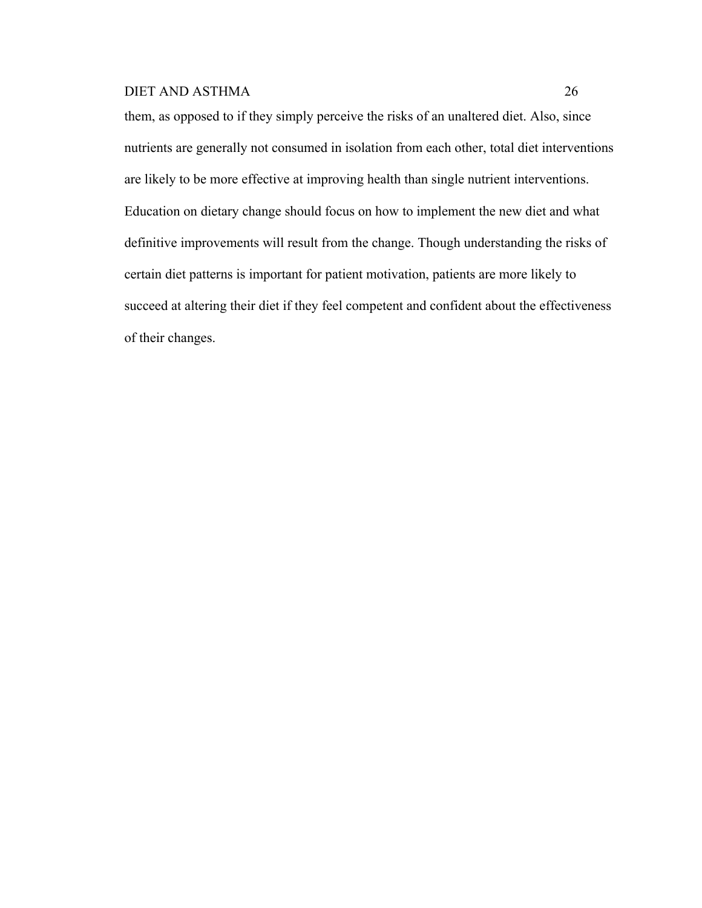them, as opposed to if they simply perceive the risks of an unaltered diet. Also, since nutrients are generally not consumed in isolation from each other, total diet interventions are likely to be more effective at improving health than single nutrient interventions. Education on dietary change should focus on how to implement the new diet and what definitive improvements will result from the change. Though understanding the risks of certain diet patterns is important for patient motivation, patients are more likely to succeed at altering their diet if they feel competent and confident about the effectiveness of their changes.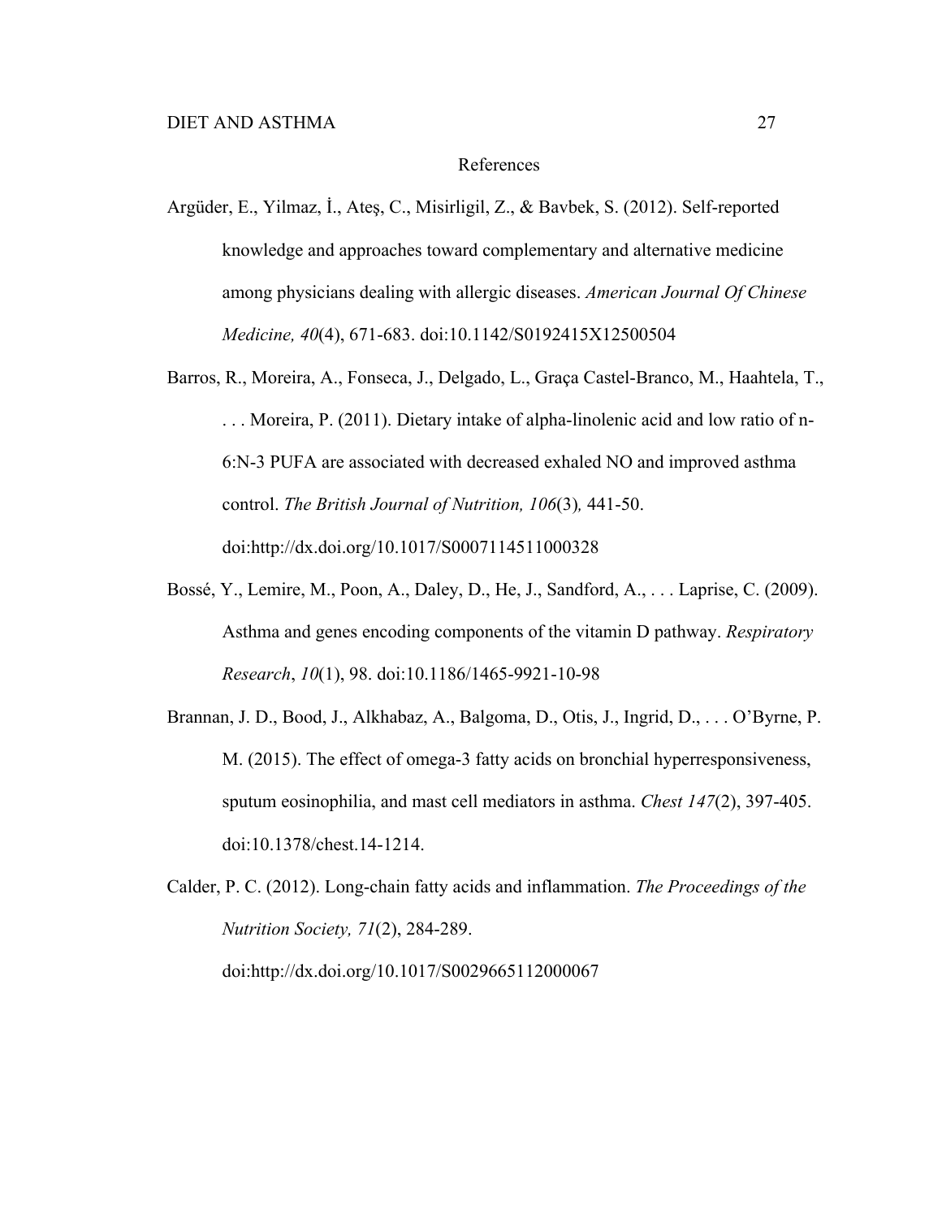# References

Argüder, E., Yilmaz, İ., Ateş, C., Misirligil, Z., & Bavbek, S. (2012). Self-reported knowledge and approaches toward complementary and alternative medicine among physicians dealing with allergic diseases. *American Journal Of Chinese Medicine, 40*(4), 671-683. doi:10.1142/S0192415X12500504

Barros, R., Moreira, A., Fonseca, J., Delgado, L., Graça Castel-Branco, M., Haahtela, T., . . . Moreira, P. (2011). Dietary intake of alpha-linolenic acid and low ratio of n-6:N-3 PUFA are associated with decreased exhaled NO and improved asthma control. *The British Journal of Nutrition, 106*(3)*,* 441-50. doi:http://dx.doi.org/10.1017/S0007114511000328

Bossé, Y., Lemire, M., Poon, A., Daley, D., He, J., Sandford, A., . . . Laprise, C. (2009). Asthma and genes encoding components of the vitamin D pathway. *Respiratory Research*, *10*(1), 98. doi:10.1186/1465-9921-10-98

Brannan, J. D., Bood, J., Alkhabaz, A., Balgoma, D., Otis, J., Ingrid, D., . . . O'Byrne, P. M. (2015). The effect of omega-3 fatty acids on bronchial hyperresponsiveness, sputum eosinophilia, and mast cell mediators in asthma. *Chest 147*(2), 397-405. doi:10.1378/chest.14-1214.

Calder, P. C. (2012). Long-chain fatty acids and inflammation. *The Proceedings of the Nutrition Society, 71*(2), 284-289. doi:http://dx.doi.org/10.1017/S0029665112000067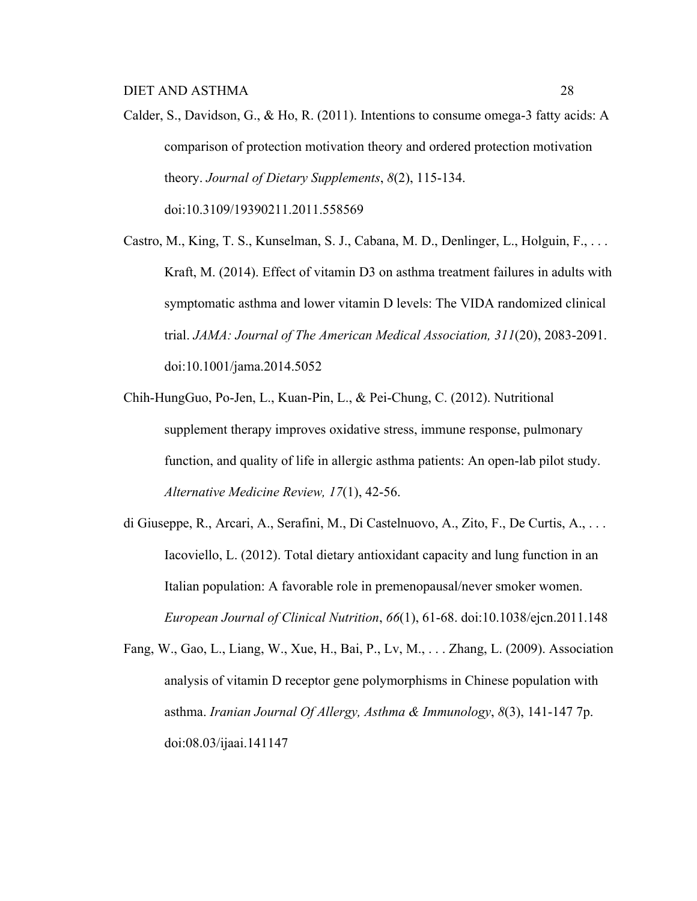Calder, S., Davidson, G., & Ho, R. (2011). Intentions to consume omega-3 fatty acids: A comparison of protection motivation theory and ordered protection motivation theory. *Journal of Dietary Supplements*, *8*(2), 115-134. doi:10.3109/19390211.2011.558569

Castro, M., King, T. S., Kunselman, S. J., Cabana, M. D., Denlinger, L., Holguin, F., . . . Kraft, M. (2014). Effect of vitamin D3 on asthma treatment failures in adults with symptomatic asthma and lower vitamin D levels: The VIDA randomized clinical trial. *JAMA: Journal of The American Medical Association, 311*(20), 2083-2091. doi:10.1001/jama.2014.5052

Chih-HungGuo, Po-Jen, L., Kuan-Pin, L., & Pei-Chung, C. (2012). Nutritional supplement therapy improves oxidative stress, immune response, pulmonary function, and quality of life in allergic asthma patients: An open-lab pilot study. *Alternative Medicine Review, 17*(1), 42-56.

di Giuseppe, R., Arcari, A., Serafini, M., Di Castelnuovo, A., Zito, F., De Curtis, A., . . . Iacoviello, L. (2012). Total dietary antioxidant capacity and lung function in an Italian population: A favorable role in premenopausal/never smoker women. *European Journal of Clinical Nutrition*, *66*(1), 61-68. doi:10.1038/ejcn.2011.148

Fang, W., Gao, L., Liang, W., Xue, H., Bai, P., Lv, M., . . . Zhang, L. (2009). Association analysis of vitamin D receptor gene polymorphisms in Chinese population with asthma. *Iranian Journal Of Allergy, Asthma & Immunology*, *8*(3), 141-147 7p. doi:08.03/ijaai.141147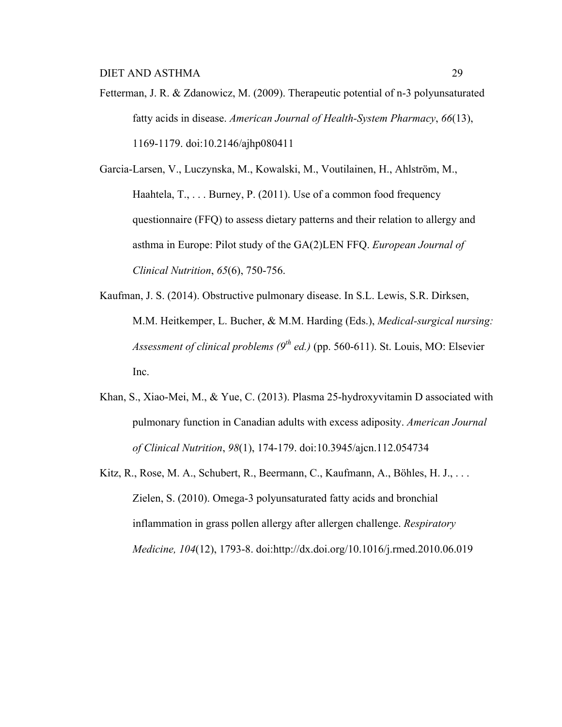Fetterman, J. R. & Zdanowicz, M. (2009). Therapeutic potential of n-3 polyunsaturated fatty acids in disease. *American Journal of Health-System Pharmacy*, *66*(13), 1169-1179. doi:10.2146/ajhp080411

Garcia-Larsen, V., Luczynska, M., Kowalski, M., Voutilainen, H., Ahlström, M., Haahtela, T., . . . Burney, P. (2011). Use of a common food frequency questionnaire (FFQ) to assess dietary patterns and their relation to allergy and asthma in Europe: Pilot study of the GA(2)LEN FFQ. *European Journal of Clinical Nutrition*, *65*(6), 750-756.

Kaufman, J. S. (2014). Obstructive pulmonary disease. In S.L. Lewis, S.R. Dirksen, M.M. Heitkemper, L. Bucher, & M.M. Harding (Eds.), *Medical-surgical nursing: Assessment of clinical problems (9th ed.)* (pp. 560-611). St. Louis, MO: Elsevier Inc.

Khan, S., Xiao-Mei, M., & Yue, C. (2013). Plasma 25-hydroxyvitamin D associated with pulmonary function in Canadian adults with excess adiposity. *American Journal of Clinical Nutrition*, *98*(1), 174-179. doi:10.3945/ajcn.112.054734

Kitz, R., Rose, M. A., Schubert, R., Beermann, C., Kaufmann, A., Böhles, H. J., . . . Zielen, S. (2010). Omega-3 polyunsaturated fatty acids and bronchial inflammation in grass pollen allergy after allergen challenge. *Respiratory Medicine, 104*(12), 1793-8. doi:http://dx.doi.org/10.1016/j.rmed.2010.06.019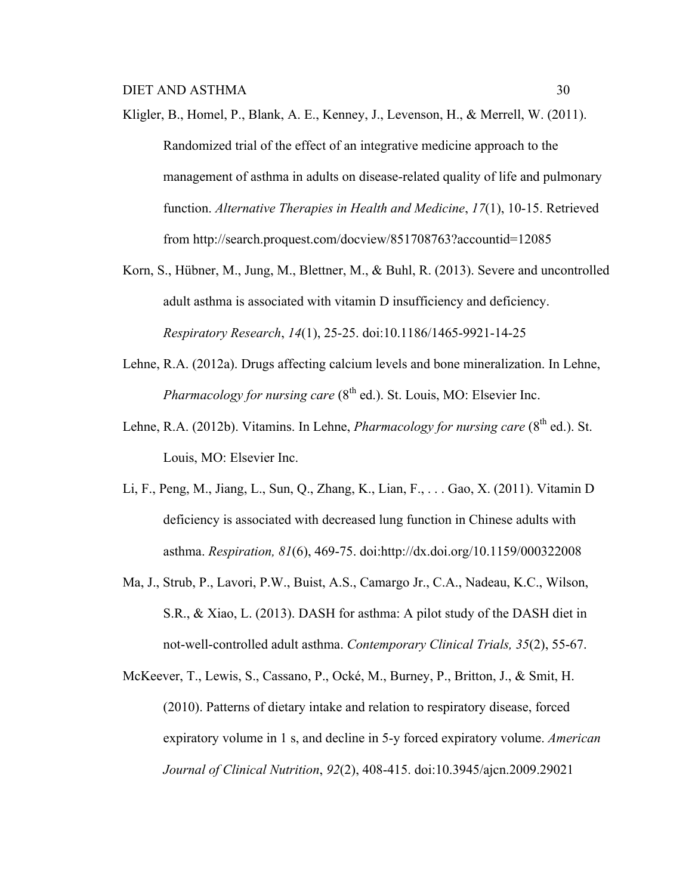Kligler, B., Homel, P., Blank, A. E., Kenney, J., Levenson, H., & Merrell, W. (2011). Randomized trial of the effect of an integrative medicine approach to the management of asthma in adults on disease-related quality of life and pulmonary function. *Alternative Therapies in Health and Medicine*, *17*(1), 10-15. Retrieved from http://search.proquest.com/docview/851708763?accountid=12085

Korn, S., Hübner, M., Jung, M., Blettner, M., & Buhl, R. (2013). Severe and uncontrolled adult asthma is associated with vitamin D insufficiency and deficiency. *Respiratory Research*, *14*(1), 25-25. doi:10.1186/1465-9921-14-25

Lehne, R.A. (2012a). Drugs affecting calcium levels and bone mineralization. In Lehne, *Pharmacology for nursing care* (8th ed.). St. Louis, MO: Elsevier Inc.

Lehne, R.A. (2012b). Vitamins. In Lehne, *Pharmacology for nursing care* (8th ed.). St. Louis, MO: Elsevier Inc.

Li, F., Peng, M., Jiang, L., Sun, Q., Zhang, K., Lian, F., . . . Gao, X. (2011). Vitamin D deficiency is associated with decreased lung function in Chinese adults with asthma. *Respiration, 81*(6), 469-75. doi:http://dx.doi.org/10.1159/000322008

Ma, J., Strub, P., Lavori, P.W., Buist, A.S., Camargo Jr., C.A., Nadeau, K.C., Wilson, S.R., & Xiao, L. (2013). DASH for asthma: A pilot study of the DASH diet in not-well-controlled adult asthma. *Contemporary Clinical Trials, 35*(2), 55-67.

McKeever, T., Lewis, S., Cassano, P., Ocké, M., Burney, P., Britton, J., & Smit, H. (2010). Patterns of dietary intake and relation to respiratory disease, forced expiratory volume in 1 s, and decline in 5-y forced expiratory volume. *American Journal of Clinical Nutrition*, *92*(2), 408-415. doi:10.3945/ajcn.2009.29021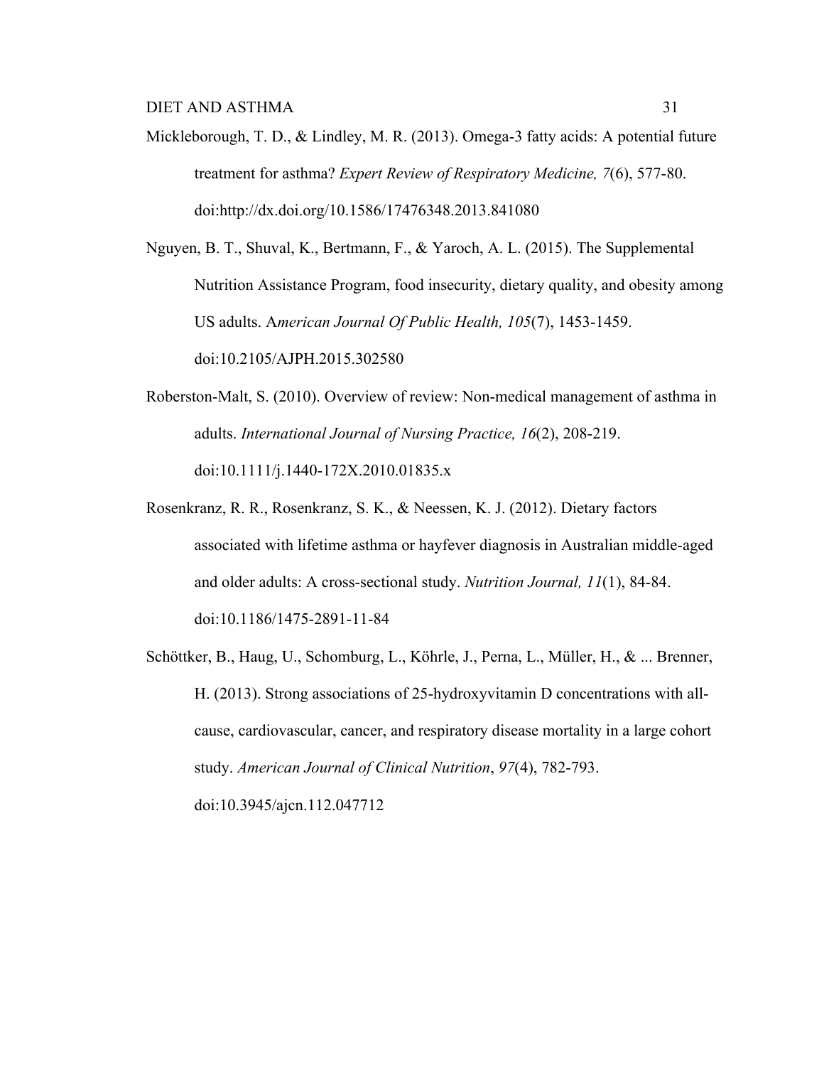Mickleborough, T. D., & Lindley, M. R. (2013). Omega-3 fatty acids: A potential future treatment for asthma? *Expert Review of Respiratory Medicine, 7*(6), 577-80. doi:http://dx.doi.org/10.1586/17476348.2013.841080

Nguyen, B. T., Shuval, K., Bertmann, F., & Yaroch, A. L. (2015). The Supplemental Nutrition Assistance Program, food insecurity, dietary quality, and obesity among US adults. A*merican Journal Of Public Health, 105*(7), 1453-1459. doi:10.2105/AJPH.2015.302580

Roberston-Malt, S. (2010). Overview of review: Non-medical management of asthma in adults. *International Journal of Nursing Practice, 16*(2), 208-219. doi:10.1111/j.1440-172X.2010.01835.x

Rosenkranz, R. R., Rosenkranz, S. K., & Neessen, K. J. (2012). Dietary factors associated with lifetime asthma or hayfever diagnosis in Australian middle-aged and older adults: A cross-sectional study. *Nutrition Journal, 11*(1), 84-84. doi:10.1186/1475-2891-11-84

Schöttker, B., Haug, U., Schomburg, L., Köhrle, J., Perna, L., Müller, H., & ... Brenner, H. (2013). Strong associations of 25-hydroxyvitamin D concentrations with all-cause, cardiovascular, cancer, and respiratory disease mortality in a large cohort study. *American Journal of Clinical Nutrition*, *97*(4), 782-793. doi:10.3945/ajcn.112.047712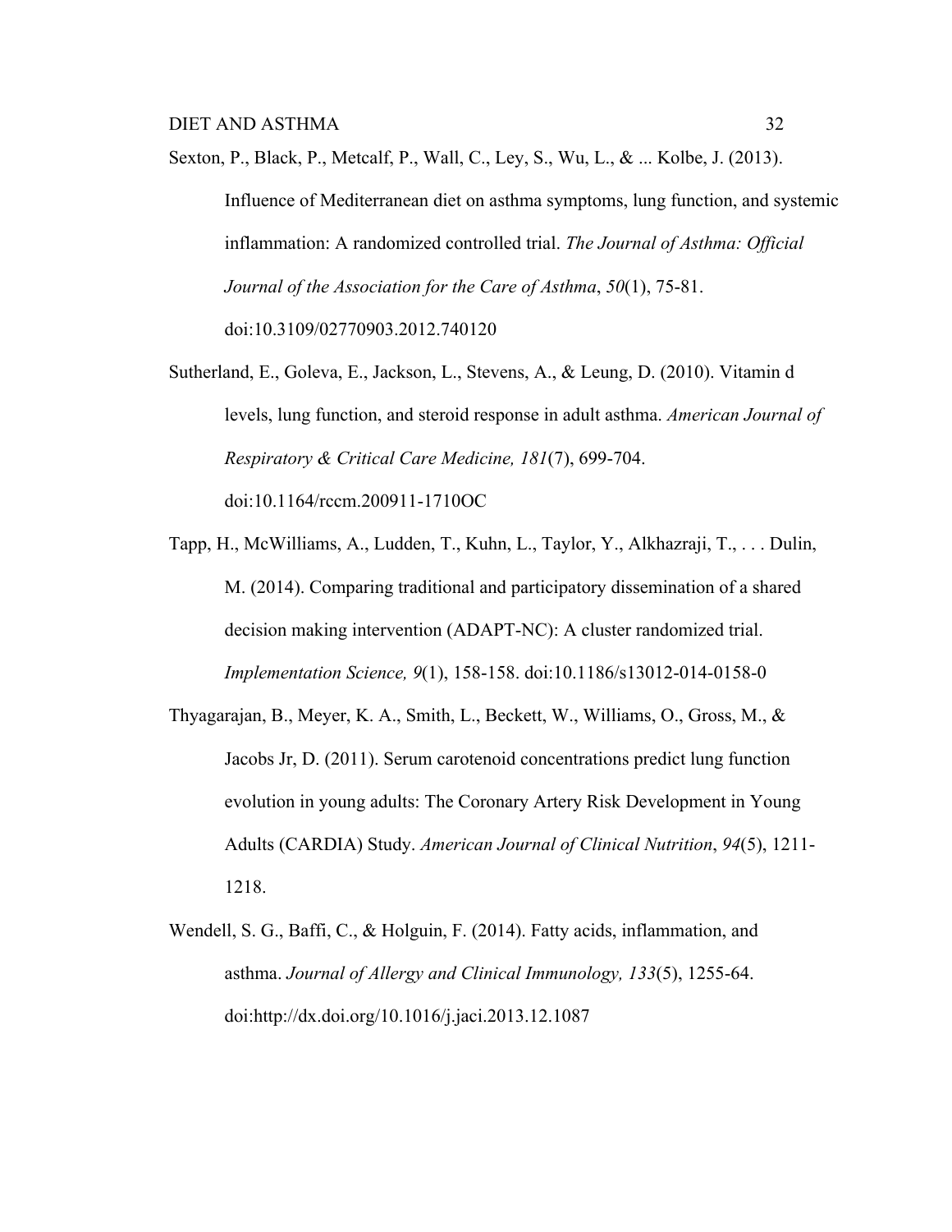Sexton, P., Black, P., Metcalf, P., Wall, C., Ley, S., Wu, L., & ... Kolbe, J. (2013). Influence of Mediterranean diet on asthma symptoms, lung function, and systemic inflammation: A randomized controlled trial. *The Journal of Asthma: Official Journal of the Association for the Care of Asthma*, *50*(1), 75-81. doi:10.3109/02770903.2012.740120

Sutherland, E., Goleva, E., Jackson, L., Stevens, A., & Leung, D. (2010). Vitamin d levels, lung function, and steroid response in adult asthma. *American Journal of Respiratory & Critical Care Medicine, 181*(7), 699-704. doi:10.1164/rccm.200911-1710OC

Tapp, H., McWilliams, A., Ludden, T., Kuhn, L., Taylor, Y., Alkhazraji, T., . . . Dulin, M. (2014). Comparing traditional and participatory dissemination of a shared decision making intervention (ADAPT-NC): A cluster randomized trial. *Implementation Science, 9*(1), 158-158. doi:10.1186/s13012-014-0158-0

Thyagarajan, B., Meyer, K. A., Smith, L., Beckett, W., Williams, O., Gross, M., & Jacobs Jr, D. (2011). Serum carotenoid concentrations predict lung function evolution in young adults: The Coronary Artery Risk Development in Young Adults (CARDIA) Study. *American Journal of Clinical Nutrition*, *94*(5), 1211-1218.

Wendell, S. G., Baffi, C., & Holguin, F. (2014). Fatty acids, inflammation, and asthma. *Journal of Allergy and Clinical Immunology, 133*(5), 1255-64. doi:http://dx.doi.org/10.1016/j.jaci.2013.12.1087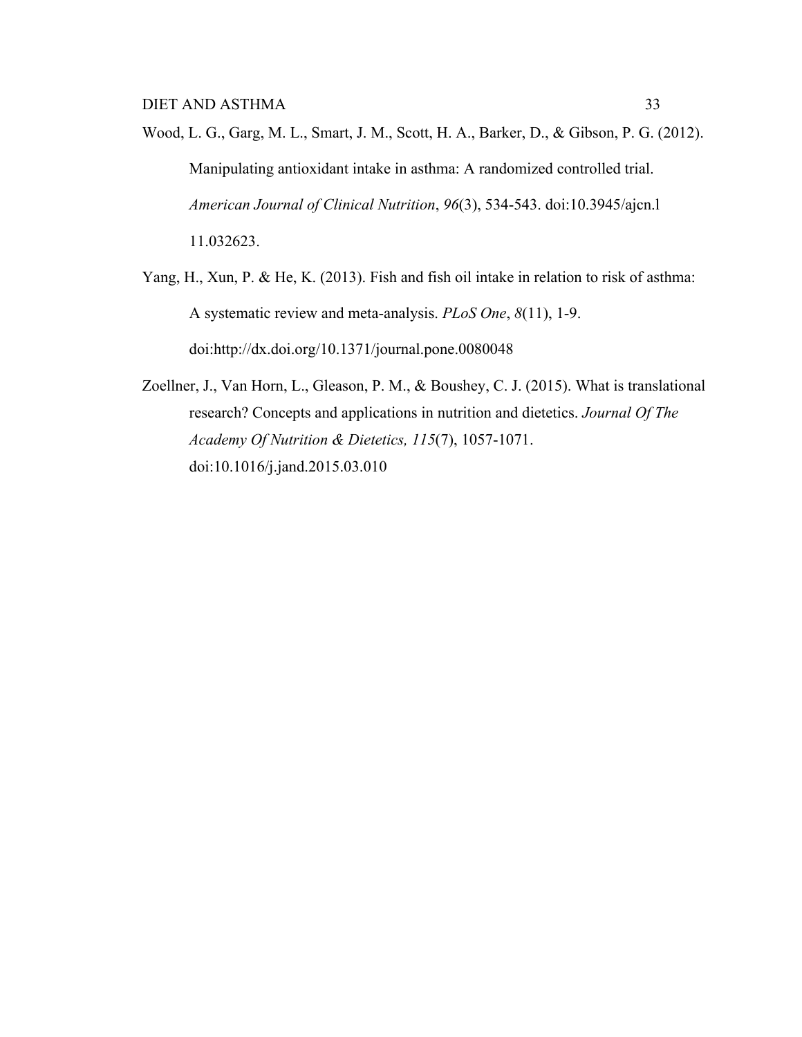Wood, L. G., Garg, M. L., Smart, J. M., Scott, H. A., Barker, D., & Gibson, P. G. (2012). Manipulating antioxidant intake in asthma: A randomized controlled trial. *American Journal of Clinical Nutrition*, *96*(3), 534-543. doi:10.3945/ajcn.l 11.032623.

Yang, H., Xun, P. & He, K. (2013). Fish and fish oil intake in relation to risk of asthma: A systematic review and meta-analysis. *PLoS One*, *8*(11), 1-9. doi:http://dx.doi.org/10.1371/journal.pone.0080048

Zoellner, J., Van Horn, L., Gleason, P. M., & Boushey, C. J. (2015). What is translational research? Concepts and applications in nutrition and dietetics. *Journal Of The Academy Of Nutrition & Dietetics, 115*(7), 1057-1071. doi:10.1016/j.jand.2015.03.010